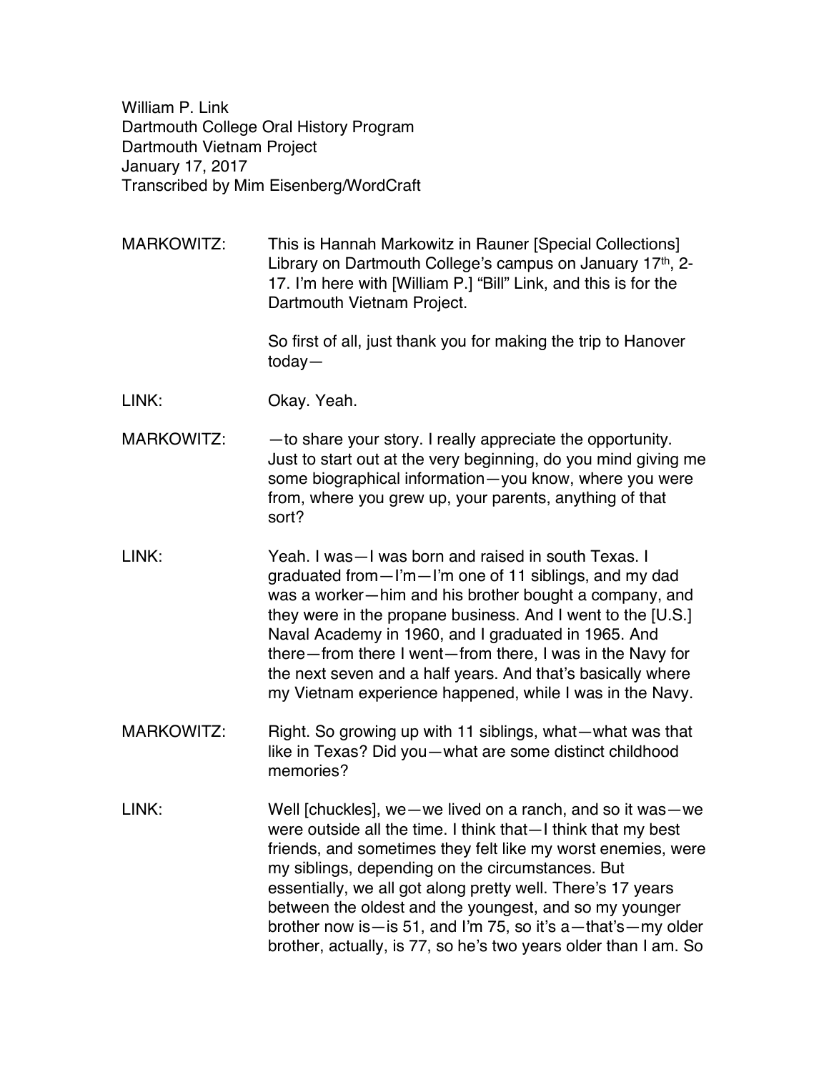William P. Link
Dartmouth College Oral History Program
Dartmouth Vietnam Project
January 17, 2017
Transcribed by Mim Eisenberg/WordCraft

MARKOWITZ: This is Hannah Markowitz in Rauner [Special Collections] Library on Dartmouth College's campus on January 17th, 2-17. I'm here with [William P.] "Bill" Link, and this is for the Dartmouth Vietnam Project.

So first of all, just thank you for making the trip to Hanover today—

LINK: Okay. Yeah.

MARKOWITZ: —to share your story. I really appreciate the opportunity. Just to start out at the very beginning, do you mind giving me some biographical information—you know, where you were from, where you grew up, your parents, anything of that sort?

LINK: Yeah. I was—I was born and raised in south Texas. I graduated from—I'm—I'm one of 11 siblings, and my dad was a worker—him and his brother bought a company, and they were in the propane business. And I went to the [U.S.] Naval Academy in 1960, and I graduated in 1965. And there—from there I went—from there, I was in the Navy for the next seven and a half years. And that's basically where my Vietnam experience happened, while I was in the Navy.

MARKOWITZ: Right. So growing up with 11 siblings, what—what was that like in Texas? Did you—what are some distinct childhood memories?

LINK: Well [chuckles], we—we lived on a ranch, and so it was—we were outside all the time. I think that—I think that my best friends, and sometimes they felt like my worst enemies, were my siblings, depending on the circumstances. But essentially, we all got along pretty well. There's 17 years between the oldest and the youngest, and so my younger brother now is—is 51, and I'm 75, so it's a—that's—my older brother, actually, is 77, so he's two years older than I am. So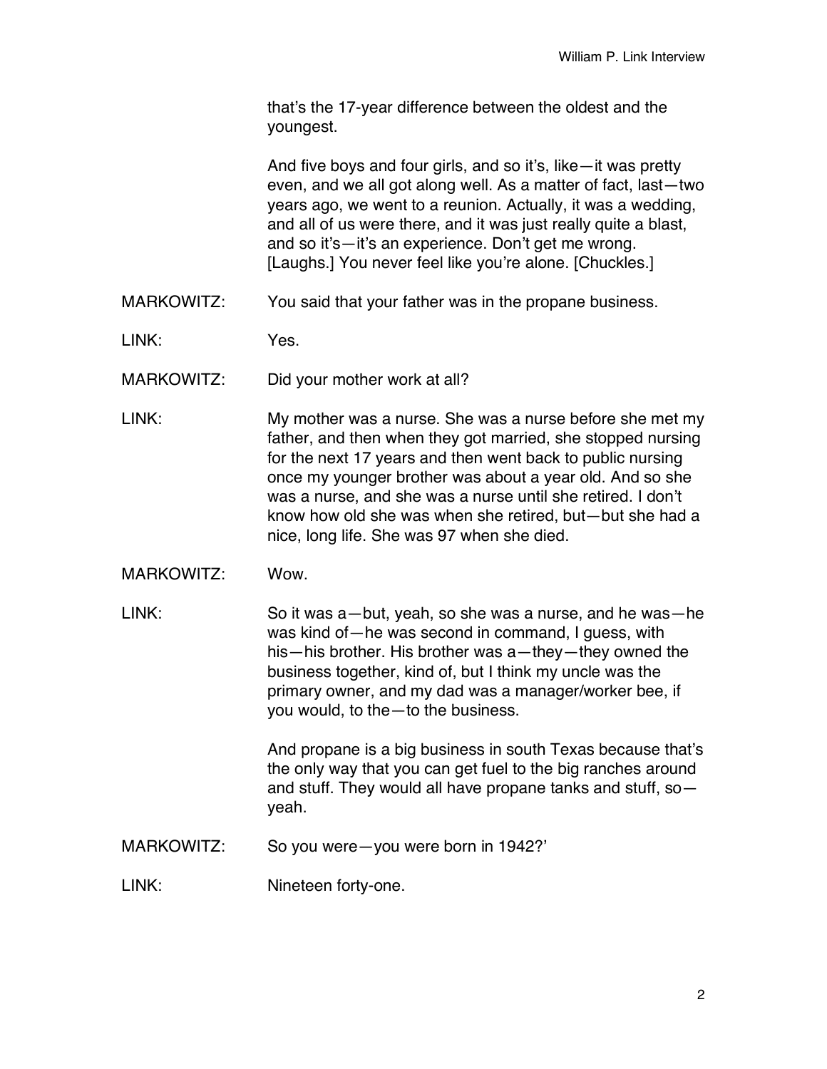that's the 17-year difference between the oldest and the youngest.

And five boys and four girls, and so it's, like—it was pretty even, and we all got along well. As a matter of fact, last—two years ago, we went to a reunion. Actually, it was a wedding, and all of us were there, and it was just really quite a blast, and so it's—it's an experience. Don't get me wrong. [Laughs.] You never feel like you're alone. [Chuckles.]

MARKOWITZ: You said that your father was in the propane business.

LINK: Yes.

MARKOWITZ: Did your mother work at all?

LINK: My mother was a nurse. She was a nurse before she met my father, and then when they got married, she stopped nursing for the next 17 years and then went back to public nursing once my younger brother was about a year old. And so she was a nurse, and she was a nurse until she retired. I don't know how old she was when she retired, but—but she had a nice, long life. She was 97 when she died.

MARKOWITZ: Wow.

LINK: So it was a—but, yeah, so she was a nurse, and he was—he was kind of—he was second in command, I guess, with his—his brother. His brother was a—they—they owned the business together, kind of, but I think my uncle was the primary owner, and my dad was a manager/worker bee, if you would, to the—to the business.

And propane is a big business in south Texas because that's the only way that you can get fuel to the big ranches around and stuff. They would all have propane tanks and stuff, so—yeah.

MARKOWITZ: So you were—you were born in 1942?'

LINK: Nineteen forty-one.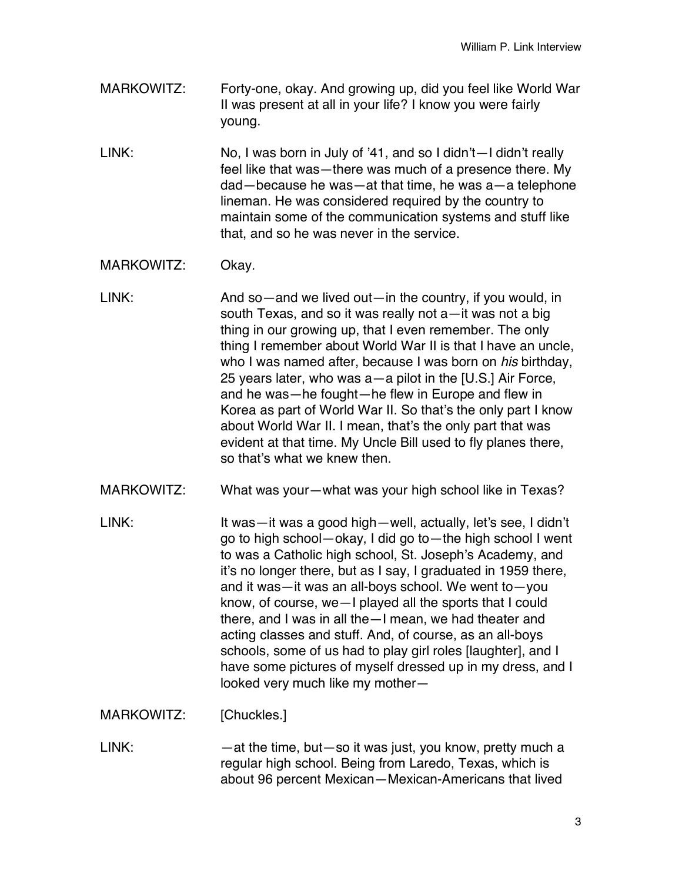MARKOWITZ: Forty-one, okay. And growing up, did you feel like World War II was present at all in your life? I know you were fairly young.

LINK: No, I was born in July of '41, and so I didn't—I didn't really feel like that was—there was much of a presence there. My dad—because he was—at that time, he was a—a telephone lineman. He was considered required by the country to maintain some of the communication systems and stuff like that, and so he was never in the service.

MARKOWITZ: Okay.

LINK: And so—and we lived out—in the country, if you would, in south Texas, and so it was really not a—it was not a big thing in our growing up, that I even remember. The only thing I remember about World War II is that I have an uncle, who I was named after, because I was born on *his* birthday, 25 years later, who was a—a pilot in the [U.S.] Air Force, and he was—he fought—he flew in Europe and flew in Korea as part of World War II. So that's the only part I know about World War II. I mean, that's the only part that was evident at that time. My Uncle Bill used to fly planes there, so that's what we knew then.

MARKOWITZ: What was your—what was your high school like in Texas?

LINK: It was—it was a good high—well, actually, let's see, I didn't go to high school—okay, I did go to—the high school I went to was a Catholic high school, St. Joseph's Academy, and it's no longer there, but as I say, I graduated in 1959 there, and it was—it was an all-boys school. We went to—you know, of course, we—I played all the sports that I could there, and I was in all the—I mean, we had theater and acting classes and stuff. And, of course, as an all-boys schools, some of us had to play girl roles [laughter], and I have some pictures of myself dressed up in my dress, and I looked very much like my mother—

MARKOWITZ: [Chuckles.]

LINK: —at the time, but—so it was just, you know, pretty much a regular high school. Being from Laredo, Texas, which is about 96 percent Mexican—Mexican-Americans that lived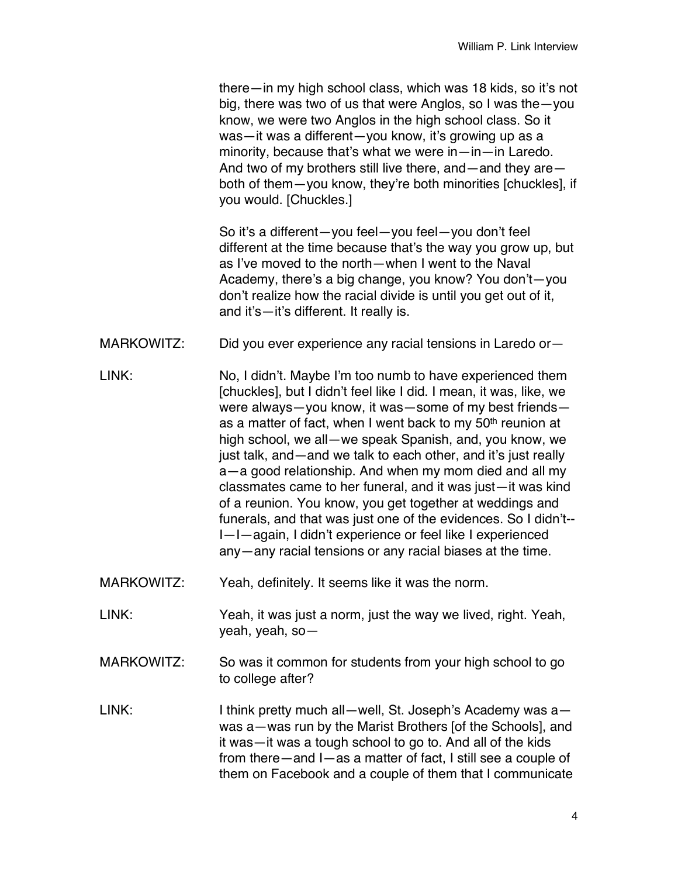there—in my high school class, which was 18 kids, so it's not big, there was two of us that were Anglos, so I was the—you know, we were two Anglos in the high school class. So it was—it was a different—you know, it's growing up as a minority, because that's what we were in—in—in Laredo. And two of my brothers still live there, and—and they are—both of them—you know, they're both minorities [chuckles], if you would. [Chuckles.]

So it's a different—you feel—you feel—you don't feel different at the time because that's the way you grow up, but as I've moved to the north—when I went to the Naval Academy, there's a big change, you know? You don't—you don't realize how the racial divide is until you get out of it, and it's—it's different. It really is.

MARKOWITZ: Did you ever experience any racial tensions in Laredo or—

LINK: No, I didn't. Maybe I'm too numb to have experienced them [chuckles], but I didn't feel like I did. I mean, it was, like, we were always—you know, it was—some of my best friends—as a matter of fact, when I went back to my 50th reunion at high school, we all—we speak Spanish, and, you know, we just talk, and—and we talk to each other, and it's just really a—a good relationship. And when my mom died and all my classmates came to her funeral, and it was just—it was kind of a reunion. You know, you get together at weddings and funerals, and that was just one of the evidences. So I didn't--I—I—again, I didn't experience or feel like I experienced any—any racial tensions or any racial biases at the time.

MARKOWITZ: Yeah, definitely. It seems like it was the norm.

LINK: Yeah, it was just a norm, just the way we lived, right. Yeah, yeah, yeah, so—

MARKOWITZ: So was it common for students from your high school to go to college after?

LINK: I think pretty much all—well, St. Joseph's Academy was a—was a—was run by the Marist Brothers [of the Schools], and it was—it was a tough school to go to. And all of the kids from there—and I—as a matter of fact, I still see a couple of them on Facebook and a couple of them that I communicate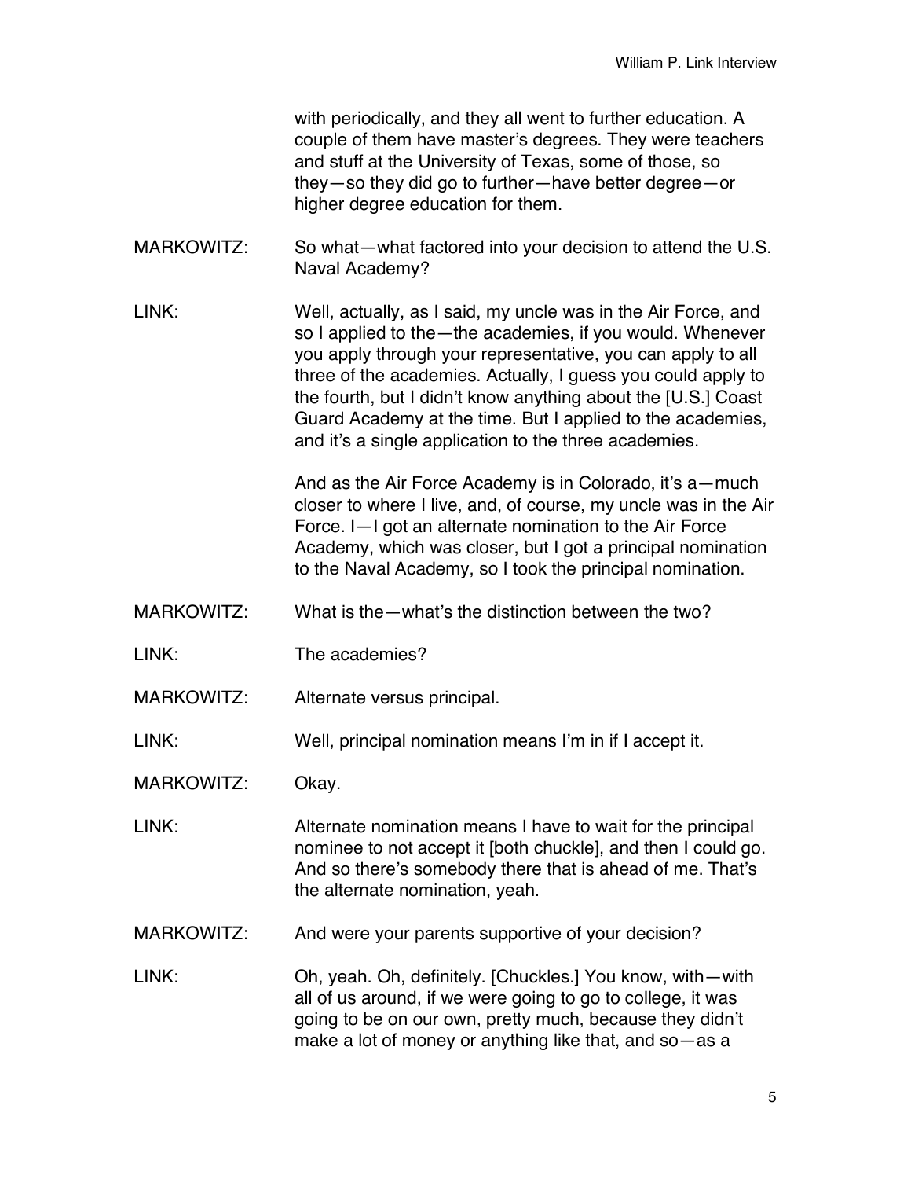with periodically, and they all went to further education. A couple of them have master's degrees. They were teachers and stuff at the University of Texas, some of those, so they—so they did go to further—have better degree—or higher degree education for them.

MARKOWITZ: So what—what factored into your decision to attend the U.S. Naval Academy?

LINK: Well, actually, as I said, my uncle was in the Air Force, and so I applied to the—the academies, if you would. Whenever you apply through your representative, you can apply to all three of the academies. Actually, I guess you could apply to the fourth, but I didn't know anything about the [U.S.] Coast Guard Academy at the time. But I applied to the academies, and it's a single application to the three academies.

And as the Air Force Academy is in Colorado, it's a—much closer to where I live, and, of course, my uncle was in the Air Force. I—I got an alternate nomination to the Air Force Academy, which was closer, but I got a principal nomination to the Naval Academy, so I took the principal nomination.

MARKOWITZ: What is the—what's the distinction between the two?

LINK: The academies?

MARKOWITZ: Alternate versus principal.

LINK: Well, principal nomination means I'm in if I accept it.

MARKOWITZ: Okay.

LINK: Alternate nomination means I have to wait for the principal nominee to not accept it [both chuckle], and then I could go. And so there's somebody there that is ahead of me. That's the alternate nomination, yeah.

MARKOWITZ: And were your parents supportive of your decision?

LINK: Oh, yeah. Oh, definitely. [Chuckles.] You know, with—with all of us around, if we were going to go to college, it was going to be on our own, pretty much, because they didn't make a lot of money or anything like that, and so—as a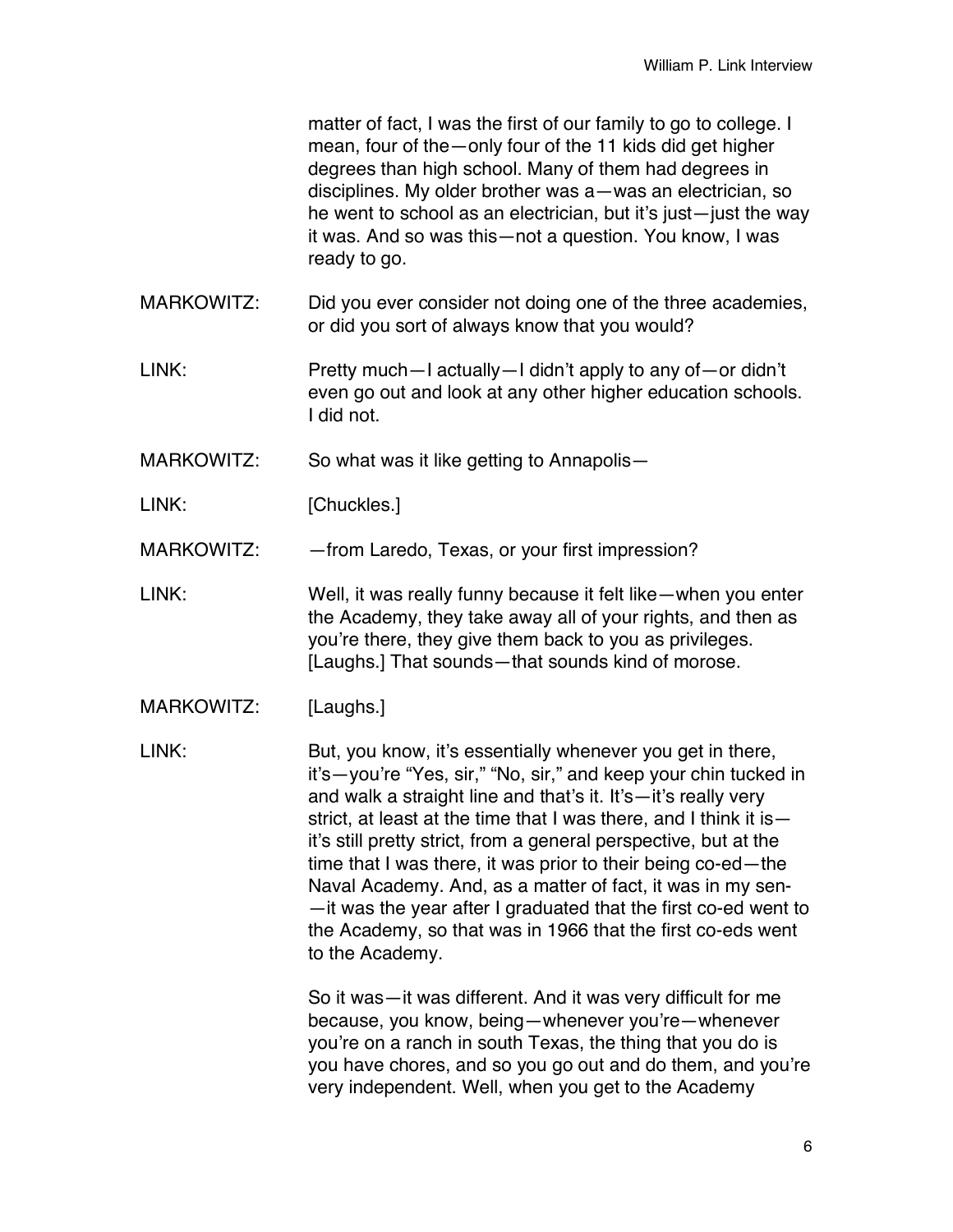matter of fact, I was the first of our family to go to college. I mean, four of the—only four of the 11 kids did get higher degrees than high school. Many of them had degrees in disciplines. My older brother was a—was an electrician, so he went to school as an electrician, but it's just—just the way it was. And so was this—not a question. You know, I was ready to go.

MARKOWITZ: Did you ever consider not doing one of the three academies, or did you sort of always know that you would?

LINK: Pretty much—I actually—I didn't apply to any of—or didn't even go out and look at any other higher education schools. I did not.

MARKOWITZ: So what was it like getting to Annapolis—

LINK: [Chuckles.]

MARKOWITZ: —from Laredo, Texas, or your first impression?

LINK: Well, it was really funny because it felt like—when you enter the Academy, they take away all of your rights, and then as you're there, they give them back to you as privileges. [Laughs.] That sounds—that sounds kind of morose.

MARKOWITZ: [Laughs.]

LINK: But, you know, it's essentially whenever you get in there, it's—you're "Yes, sir," "No, sir," and keep your chin tucked in and walk a straight line and that's it. It's—it's really very strict, at least at the time that I was there, and I think it is—it's still pretty strict, from a general perspective, but at the time that I was there, it was prior to their being co-ed—the Naval Academy. And, as a matter of fact, it was in my sen-—it was the year after I graduated that the first co-ed went to the Academy, so that was in 1966 that the first co-eds went to the Academy.

So it was—it was different. And it was very difficult for me because, you know, being—whenever you're—whenever you're on a ranch in south Texas, the thing that you do is you have chores, and so you go out and do them, and you're very independent. Well, when you get to the Academy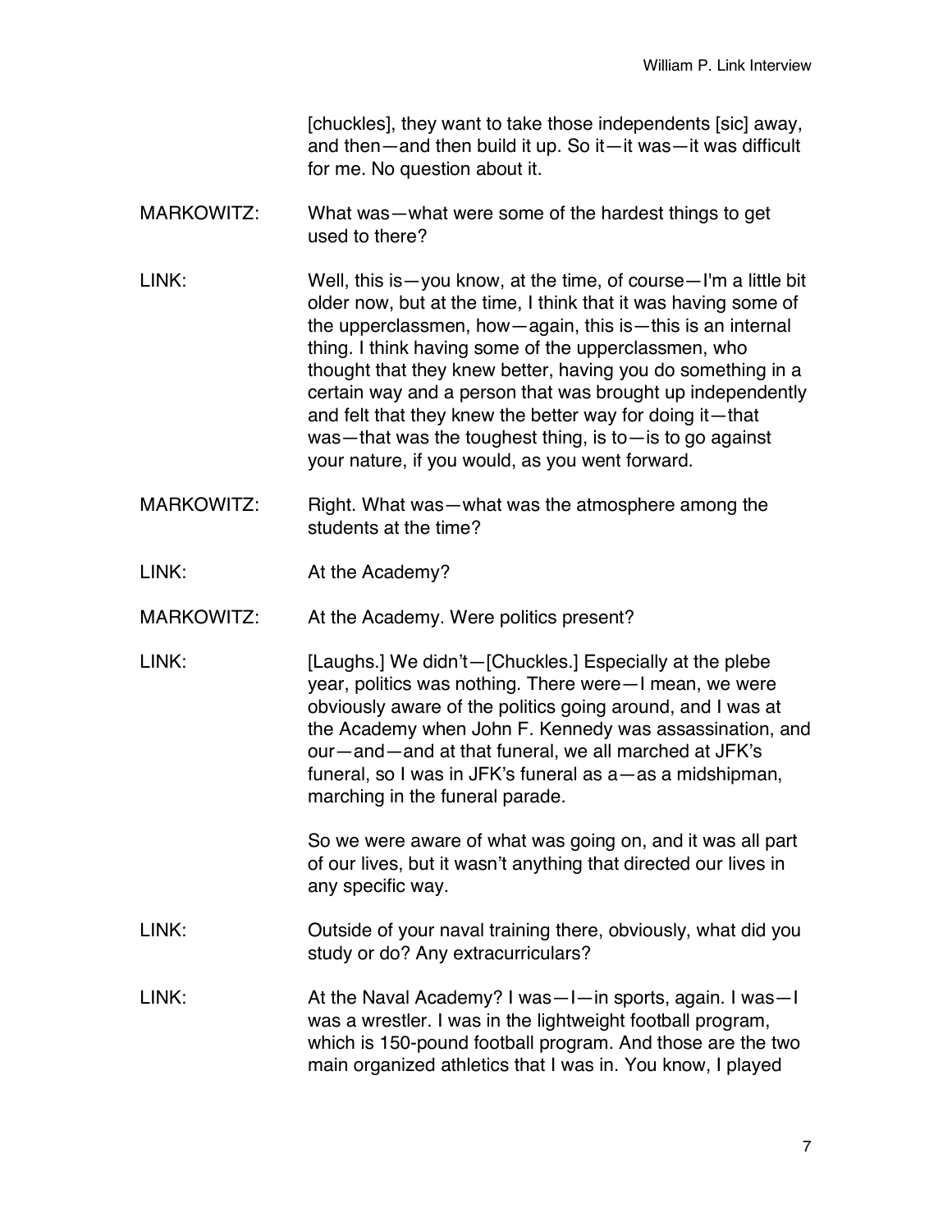[chuckles], they want to take those independents [sic] away, and then—and then build it up. So it—it was—it was difficult for me. No question about it.

MARKOWITZ: What was—what were some of the hardest things to get used to there?

LINK: Well, this is—you know, at the time, of course—I'm a little bit older now, but at the time, I think that it was having some of the upperclassmen, how—again, this is—this is an internal thing. I think having some of the upperclassmen, who thought that they knew better, having you do something in a certain way and a person that was brought up independently and felt that they knew the better way for doing it—that was—that was the toughest thing, is to—is to go against your nature, if you would, as you went forward.

MARKOWITZ: Right. What was—what was the atmosphere among the students at the time?

LINK: At the Academy?

MARKOWITZ: At the Academy. Were politics present?

LINK: [Laughs.] We didn't—[Chuckles.] Especially at the plebe year, politics was nothing. There were—I mean, we were obviously aware of the politics going around, and I was at the Academy when John F. Kennedy was assassination, and our—and—and at that funeral, we all marched at JFK's funeral, so I was in JFK's funeral as a—as a midshipman, marching in the funeral parade.

So we were aware of what was going on, and it was all part of our lives, but it wasn't anything that directed our lives in any specific way.

LINK: Outside of your naval training there, obviously, what did you study or do? Any extracurriculars?

LINK: At the Naval Academy? I was—I—in sports, again. I was—I was a wrestler. I was in the lightweight football program, which is 150-pound football program. And those are the two main organized athletics that I was in. You know, I played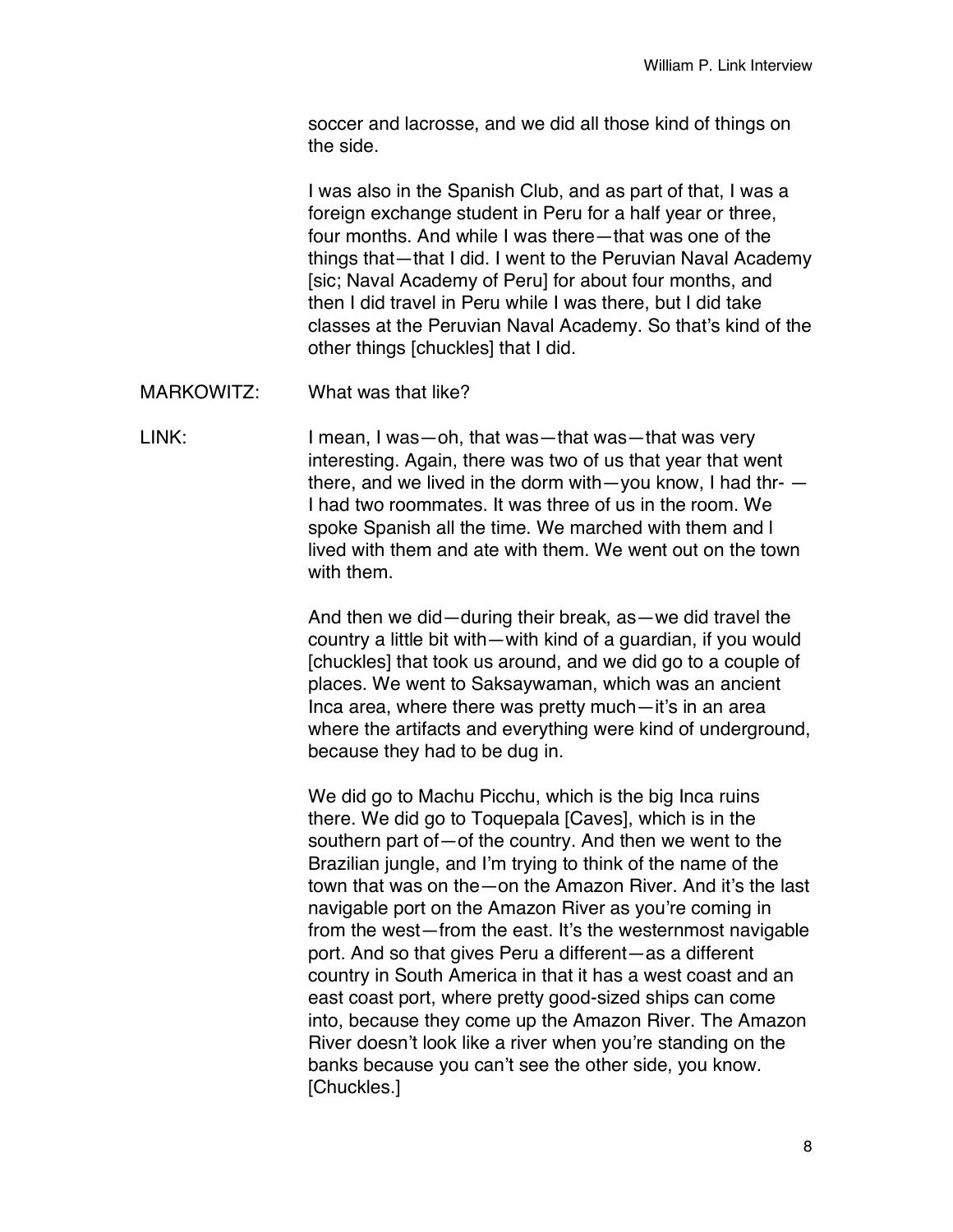soccer and lacrosse, and we did all those kind of things on the side.

I was also in the Spanish Club, and as part of that, I was a foreign exchange student in Peru for a half year or three, four months. And while I was there—that was one of the things that—that I did. I went to the Peruvian Naval Academy [sic; Naval Academy of Peru] for about four months, and then I did travel in Peru while I was there, but I did take classes at the Peruvian Naval Academy. So that's kind of the other things [chuckles] that I did.

MARKOWITZ: What was that like?

LINK: I mean, I was—oh, that was—that was—that was very interesting. Again, there was two of us that year that went there, and we lived in the dorm with—you know, I had thr- — I had two roommates. It was three of us in the room. We spoke Spanish all the time. We marched with them and I lived with them and ate with them. We went out on the town with them.

And then we did—during their break, as—we did travel the country a little bit with—with kind of a guardian, if you would [chuckles] that took us around, and we did go to a couple of places. We went to Saksaywaman, which was an ancient Inca area, where there was pretty much—it's in an area where the artifacts and everything were kind of underground, because they had to be dug in.

We did go to Machu Picchu, which is the big Inca ruins there. We did go to Toquepala [Caves], which is in the southern part of—of the country. And then we went to the Brazilian jungle, and I'm trying to think of the name of the town that was on the—on the Amazon River. And it's the last navigable port on the Amazon River as you're coming in from the west—from the east. It's the westernmost navigable port. And so that gives Peru a different—as a different country in South America in that it has a west coast and an east coast port, where pretty good-sized ships can come into, because they come up the Amazon River. The Amazon River doesn't look like a river when you're standing on the banks because you can't see the other side, you know. [Chuckles.]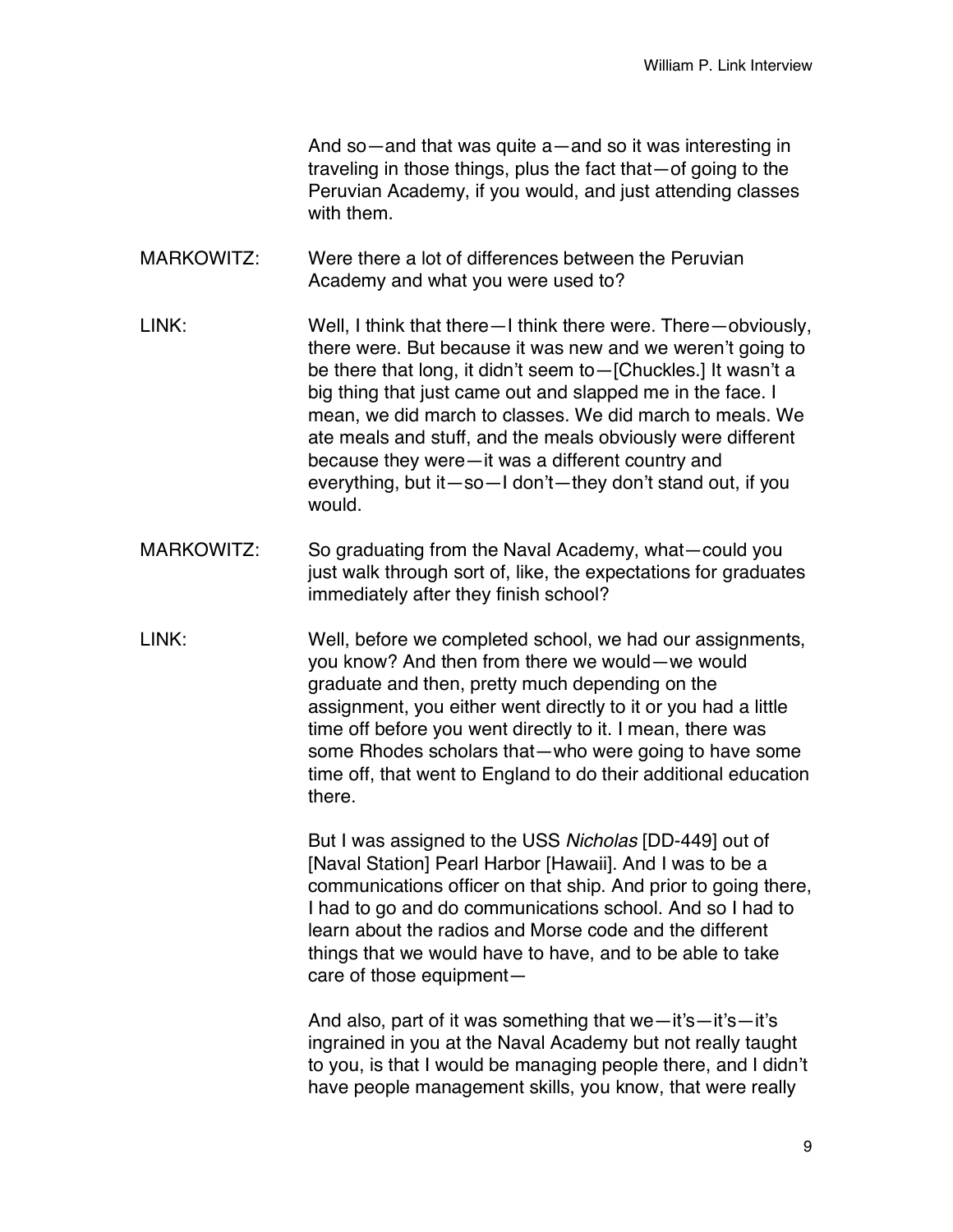And so—and that was quite a—and so it was interesting in traveling in those things, plus the fact that—of going to the Peruvian Academy, if you would, and just attending classes with them.

MARKOWITZ: Were there a lot of differences between the Peruvian Academy and what you were used to?

LINK: Well, I think that there—I think there were. There—obviously, there were. But because it was new and we weren't going to be there that long, it didn't seem to—[Chuckles.] It wasn't a big thing that just came out and slapped me in the face. I mean, we did march to classes. We did march to meals. We ate meals and stuff, and the meals obviously were different because they were—it was a different country and everything, but it—so—I don't—they don't stand out, if you would.

MARKOWITZ: So graduating from the Naval Academy, what—could you just walk through sort of, like, the expectations for graduates immediately after they finish school?

LINK: Well, before we completed school, we had our assignments, you know? And then from there we would—we would graduate and then, pretty much depending on the assignment, you either went directly to it or you had a little time off before you went directly to it. I mean, there was some Rhodes scholars that—who were going to have some time off, that went to England to do their additional education there.

But I was assigned to the USS *Nicholas* [DD-449] out of [Naval Station] Pearl Harbor [Hawaii]. And I was to be a communications officer on that ship. And prior to going there, I had to go and do communications school. And so I had to learn about the radios and Morse code and the different things that we would have to have, and to be able to take care of those equipment—

And also, part of it was something that we—it's—it's—it's ingrained in you at the Naval Academy but not really taught to you, is that I would be managing people there, and I didn't have people management skills, you know, that were really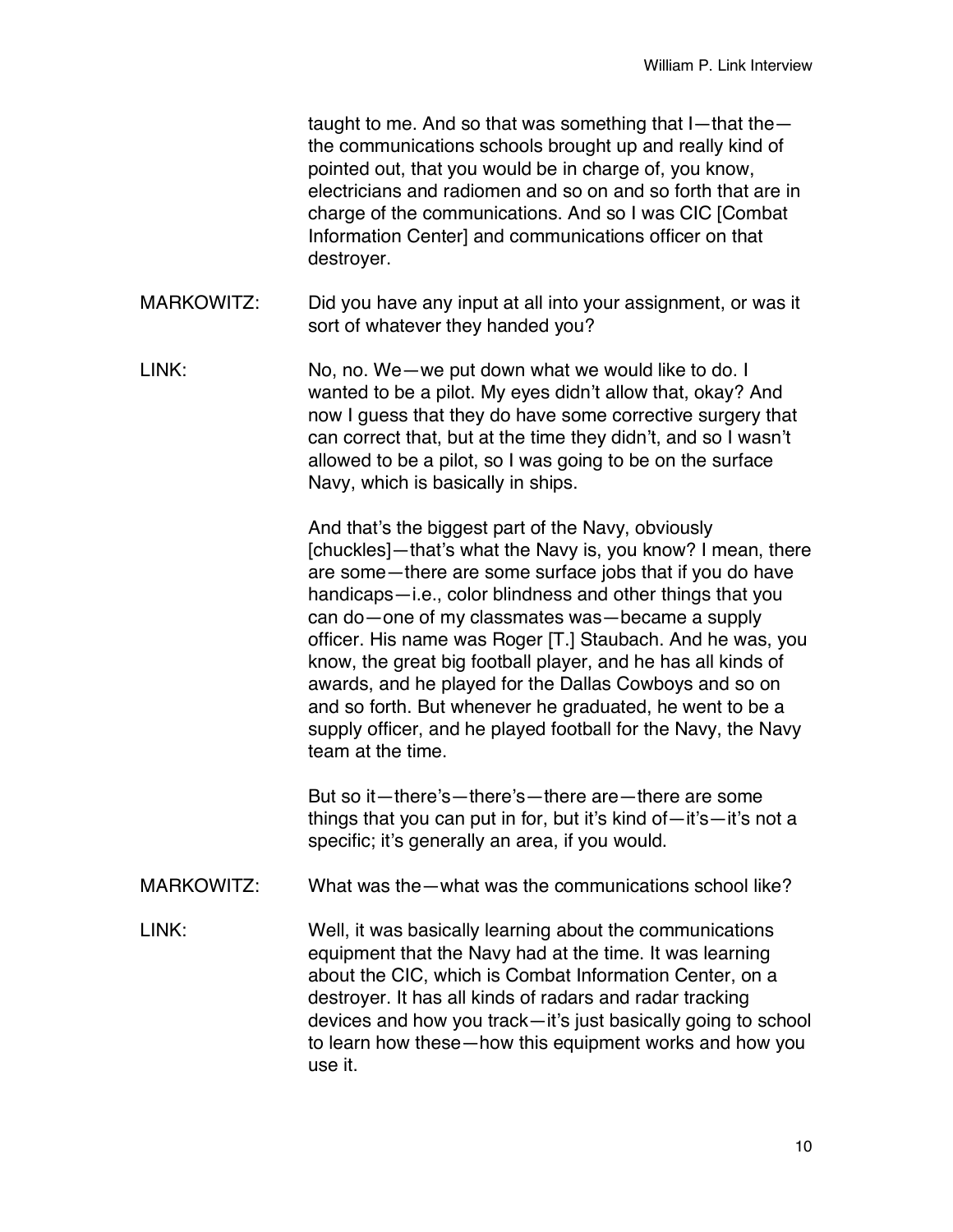taught to me. And so that was something that I—that the—the communications schools brought up and really kind of pointed out, that you would be in charge of, you know, electricians and radiomen and so on and so forth that are in charge of the communications. And so I was CIC [Combat Information Center] and communications officer on that destroyer.

MARKOWITZ: Did you have any input at all into your assignment, or was it sort of whatever they handed you?

LINK: No, no. We—we put down what we would like to do. I wanted to be a pilot. My eyes didn't allow that, okay? And now I guess that they do have some corrective surgery that can correct that, but at the time they didn't, and so I wasn't allowed to be a pilot, so I was going to be on the surface Navy, which is basically in ships.

And that's the biggest part of the Navy, obviously [chuckles]—that's what the Navy is, you know? I mean, there are some—there are some surface jobs that if you do have handicaps—i.e., color blindness and other things that you can do—one of my classmates was—became a supply officer. His name was Roger [T.] Staubach. And he was, you know, the great big football player, and he has all kinds of awards, and he played for the Dallas Cowboys and so on and so forth. But whenever he graduated, he went to be a supply officer, and he played football for the Navy, the Navy team at the time.

But so it—there's—there's—there are—there are some things that you can put in for, but it's kind of—it's—it's not a specific; it's generally an area, if you would.

MARKOWITZ: What was the—what was the communications school like?

LINK: Well, it was basically learning about the communications equipment that the Navy had at the time. It was learning about the CIC, which is Combat Information Center, on a destroyer. It has all kinds of radars and radar tracking devices and how you track—it's just basically going to school to learn how these—how this equipment works and how you use it.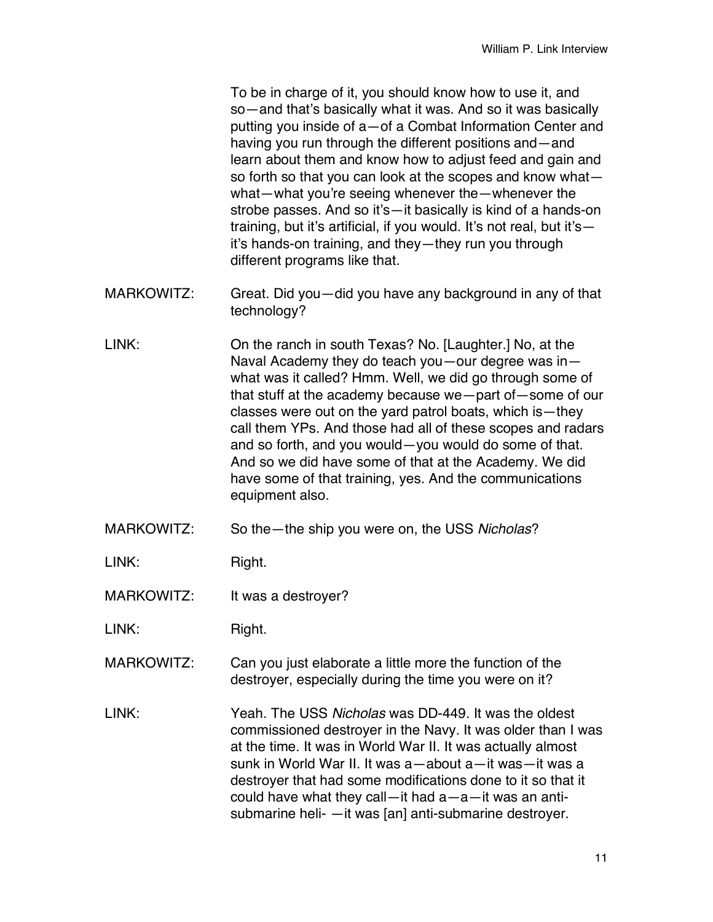To be in charge of it, you should know how to use it, and so—and that's basically what it was. And so it was basically putting you inside of a—of a Combat Information Center and having you run through the different positions and—and learn about them and know how to adjust feed and gain and so forth so that you can look at the scopes and know what—what—what you're seeing whenever the—whenever the strobe passes. And so it's—it basically is kind of a hands-on training, but it's artificial, if you would. It's not real, but it's—it's hands-on training, and they—they run you through different programs like that.

MARKOWITZ: Great. Did you—did you have any background in any of that technology?

LINK: On the ranch in south Texas? No. [Laughter.] No, at the Naval Academy they do teach you—our degree was in—what was it called? Hmm. Well, we did go through some of that stuff at the academy because we—part of—some of our classes were out on the yard patrol boats, which is—they call them YPs. And those had all of these scopes and radars and so forth, and you would—you would do some of that. And so we did have some of that at the Academy. We did have some of that training, yes. And the communications equipment also.

MARKOWITZ: So the—the ship you were on, the USS *Nicholas*?

LINK: Right.

MARKOWITZ: It was a destroyer?

LINK: Right.

MARKOWITZ: Can you just elaborate a little more the function of the destroyer, especially during the time you were on it?

LINK: Yeah. The USS *Nicholas* was DD-449. It was the oldest commissioned destroyer in the Navy. It was older than I was at the time. It was in World War II. It was actually almost sunk in World War II. It was a—about a—it was—it was a destroyer that had some modifications done to it so that it could have what they call—it had a—a—it was an anti-submarine heli- —it was [an] anti-submarine destroyer.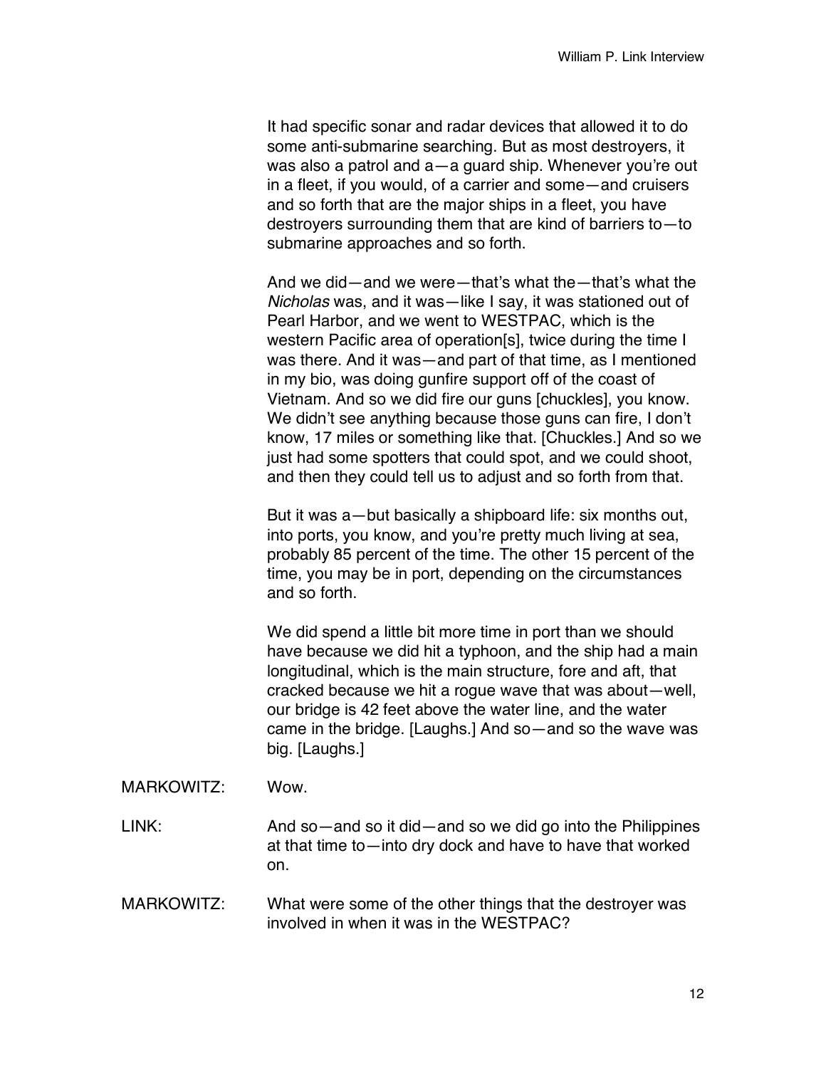It had specific sonar and radar devices that allowed it to do some anti-submarine searching. But as most destroyers, it was also a patrol and a—a guard ship. Whenever you're out in a fleet, if you would, of a carrier and some—and cruisers and so forth that are the major ships in a fleet, you have destroyers surrounding them that are kind of barriers to—to submarine approaches and so forth.

And we did—and we were—that's what the—that's what the *Nicholas* was, and it was—like I say, it was stationed out of Pearl Harbor, and we went to WESTPAC, which is the western Pacific area of operation[s], twice during the time I was there. And it was—and part of that time, as I mentioned in my bio, was doing gunfire support off of the coast of Vietnam. And so we did fire our guns [chuckles], you know. We didn't see anything because those guns can fire, I don't know, 17 miles or something like that. [Chuckles.] And so we just had some spotters that could spot, and we could shoot, and then they could tell us to adjust and so forth from that.

But it was a—but basically a shipboard life: six months out, into ports, you know, and you're pretty much living at sea, probably 85 percent of the time. The other 15 percent of the time, you may be in port, depending on the circumstances and so forth.

We did spend a little bit more time in port than we should have because we did hit a typhoon, and the ship had a main longitudinal, which is the main structure, fore and aft, that cracked because we hit a rogue wave that was about—well, our bridge is 42 feet above the water line, and the water came in the bridge. [Laughs.] And so—and so the wave was big. [Laughs.]

MARKOWITZ: Wow.

LINK: And so—and so it did—and so we did go into the Philippines at that time to—into dry dock and have to have that worked on.

MARKOWITZ: What were some of the other things that the destroyer was involved in when it was in the WESTPAC?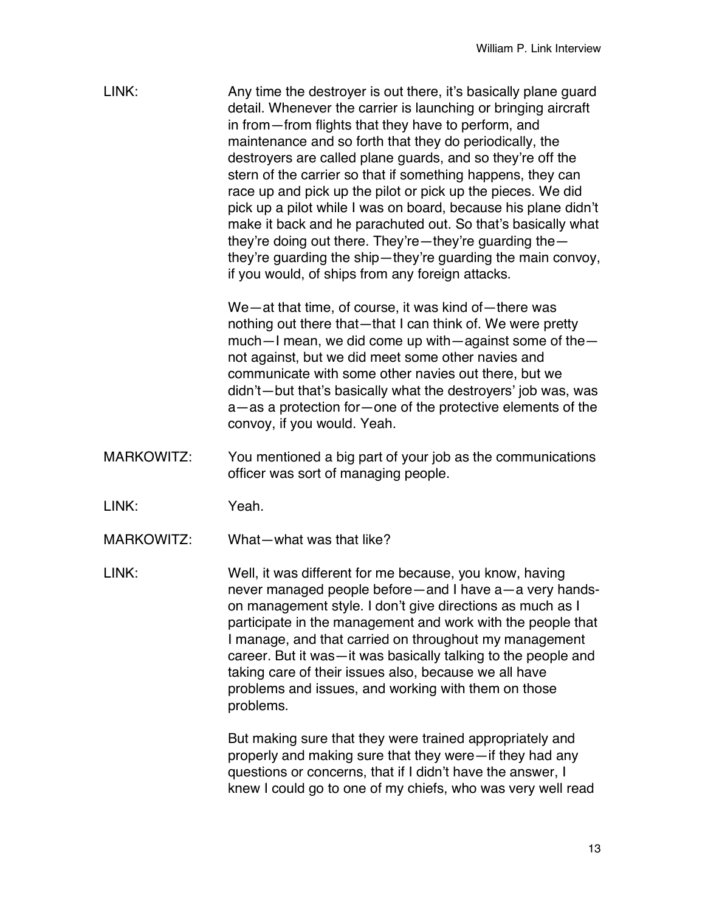LINK: Any time the destroyer is out there, it's basically plane guard detail. Whenever the carrier is launching or bringing aircraft in from—from flights that they have to perform, and maintenance and so forth that they do periodically, the destroyers are called plane guards, and so they're off the stern of the carrier so that if something happens, they can race up and pick up the pilot or pick up the pieces. We did pick up a pilot while I was on board, because his plane didn't make it back and he parachuted out. So that's basically what they're doing out there. They're—they're guarding the—they're guarding the ship—they're guarding the main convoy, if you would, of ships from any foreign attacks.

We—at that time, of course, it was kind of—there was nothing out there that—that I can think of. We were pretty much—I mean, we did come up with—against some of the—not against, but we did meet some other navies and communicate with some other navies out there, but we didn't—but that's basically what the destroyers' job was, was a—as a protection for—one of the protective elements of the convoy, if you would. Yeah.

MARKOWITZ: You mentioned a big part of your job as the communications officer was sort of managing people.

LINK: Yeah.

MARKOWITZ: What—what was that like?

LINK: Well, it was different for me because, you know, having never managed people before—and I have a—a very hands-on management style. I don't give directions as much as I participate in the management and work with the people that I manage, and that carried on throughout my management career. But it was—it was basically talking to the people and taking care of their issues also, because we all have problems and issues, and working with them on those problems.

But making sure that they were trained appropriately and properly and making sure that they were—if they had any questions or concerns, that if I didn't have the answer, I knew I could go to one of my chiefs, who was very well read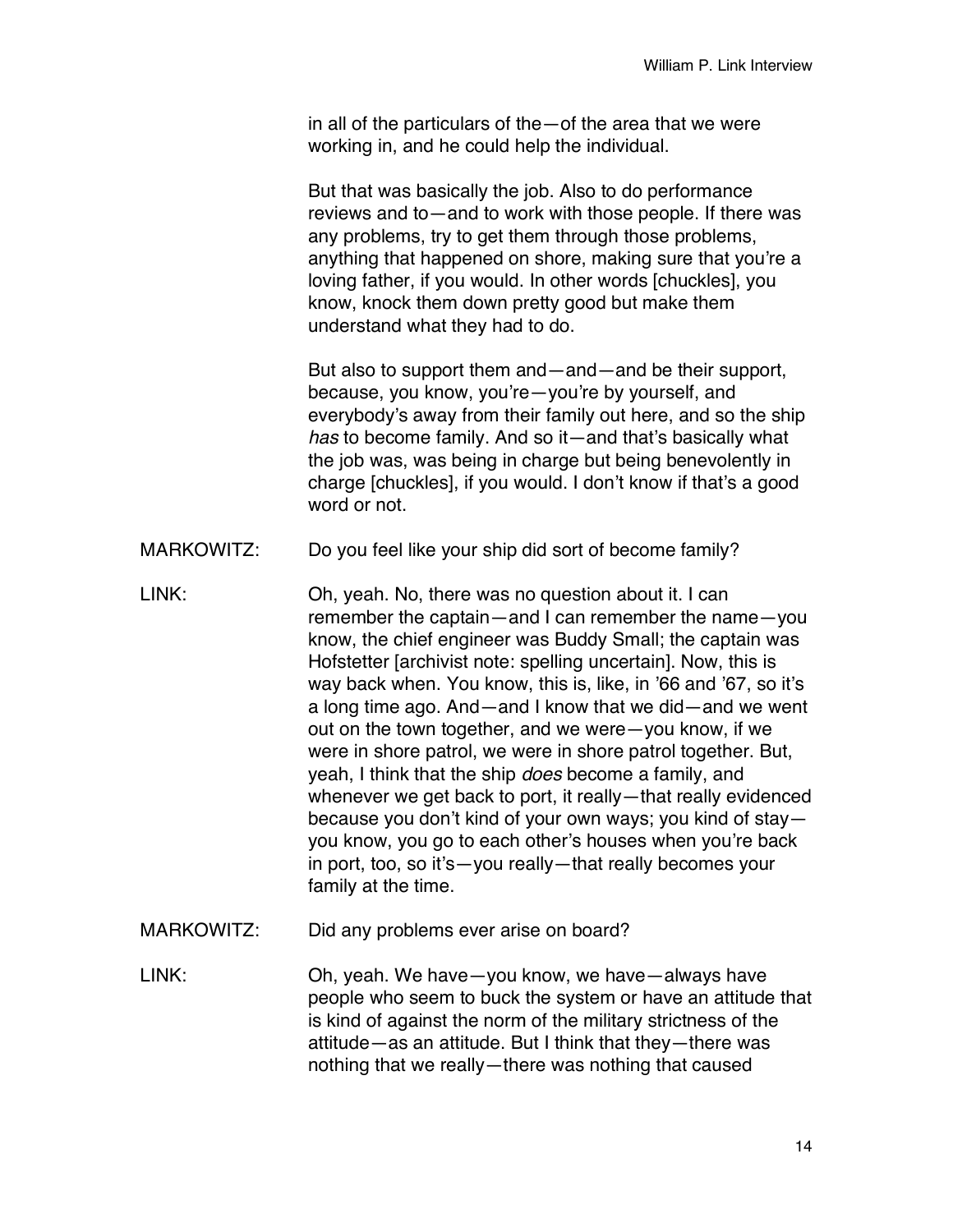in all of the particulars of the—of the area that we were working in, and he could help the individual.

But that was basically the job. Also to do performance reviews and to—and to work with those people. If there was any problems, try to get them through those problems, anything that happened on shore, making sure that you're a loving father, if you would. In other words [chuckles], you know, knock them down pretty good but make them understand what they had to do.

But also to support them and—and—and be their support, because, you know, you're—you're by yourself, and everybody's away from their family out here, and so the ship *has* to become family. And so it—and that's basically what the job was, was being in charge but being benevolently in charge [chuckles], if you would. I don't know if that's a good word or not.

MARKOWITZ: Do you feel like your ship did sort of become family?

LINK: Oh, yeah. No, there was no question about it. I can remember the captain—and I can remember the name—you know, the chief engineer was Buddy Small; the captain was Hofstetter [archivist note: spelling uncertain]. Now, this is way back when. You know, this is, like, in '66 and '67, so it's a long time ago. And—and I know that we did—and we went out on the town together, and we were—you know, if we were in shore patrol, we were in shore patrol together. But, yeah, I think that the ship *does* become a family, and whenever we get back to port, it really—that really evidenced because you don't kind of your own ways; you kind of stay—you know, you go to each other's houses when you're back in port, too, so it's—you really—that really becomes your family at the time.

MARKOWITZ: Did any problems ever arise on board?

LINK: Oh, yeah. We have—you know, we have—always have people who seem to buck the system or have an attitude that is kind of against the norm of the military strictness of the attitude—as an attitude. But I think that they—there was nothing that we really—there was nothing that caused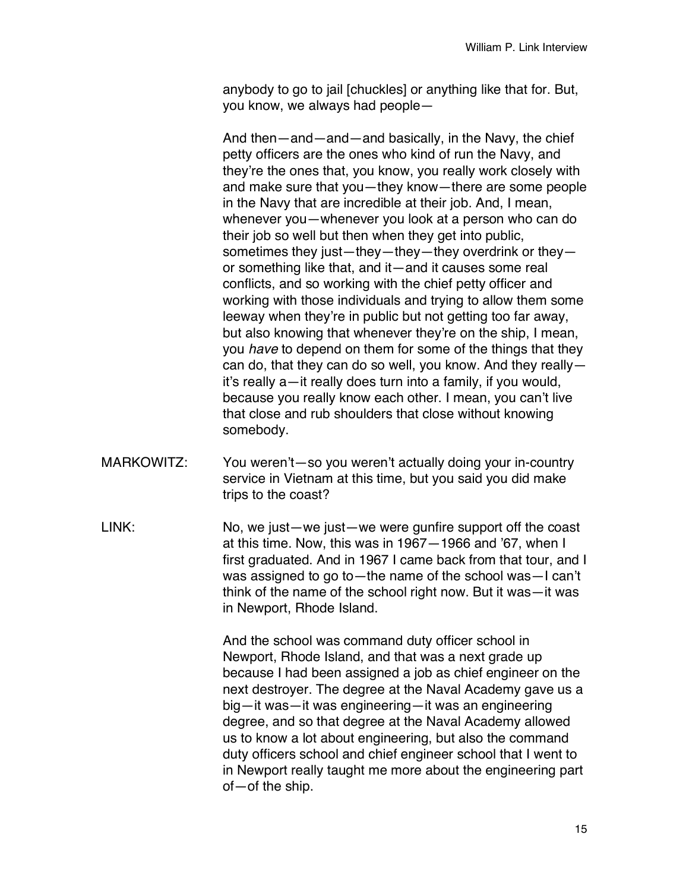anybody to go to jail [chuckles] or anything like that for. But, you know, we always had people—

And then—and—and—and basically, in the Navy, the chief petty officers are the ones who kind of run the Navy, and they're the ones that, you know, you really work closely with and make sure that you—they know—there are some people in the Navy that are incredible at their job. And, I mean, whenever you—whenever you look at a person who can do their job so well but then when they get into public, sometimes they just—they—they—they overdrink or they—or something like that, and it—and it causes some real conflicts, and so working with the chief petty officer and working with those individuals and trying to allow them some leeway when they're in public but not getting too far away, but also knowing that whenever they're on the ship, I mean, you *have* to depend on them for some of the things that they can do, that they can do so well, you know. And they really—it's really a—it really does turn into a family, if you would, because you really know each other. I mean, you can't live that close and rub shoulders that close without knowing somebody.

MARKOWITZ: You weren't—so you weren't actually doing your in-country service in Vietnam at this time, but you said you did make trips to the coast?

LINK: No, we just—we just—we were gunfire support off the coast at this time. Now, this was in 1967—1966 and '67, when I first graduated. And in 1967 I came back from that tour, and I was assigned to go to—the name of the school was—I can't think of the name of the school right now. But it was—it was in Newport, Rhode Island.

And the school was command duty officer school in Newport, Rhode Island, and that was a next grade up because I had been assigned a job as chief engineer on the next destroyer. The degree at the Naval Academy gave us a big—it was—it was engineering—it was an engineering degree, and so that degree at the Naval Academy allowed us to know a lot about engineering, but also the command duty officers school and chief engineer school that I went to in Newport really taught me more about the engineering part of—of the ship.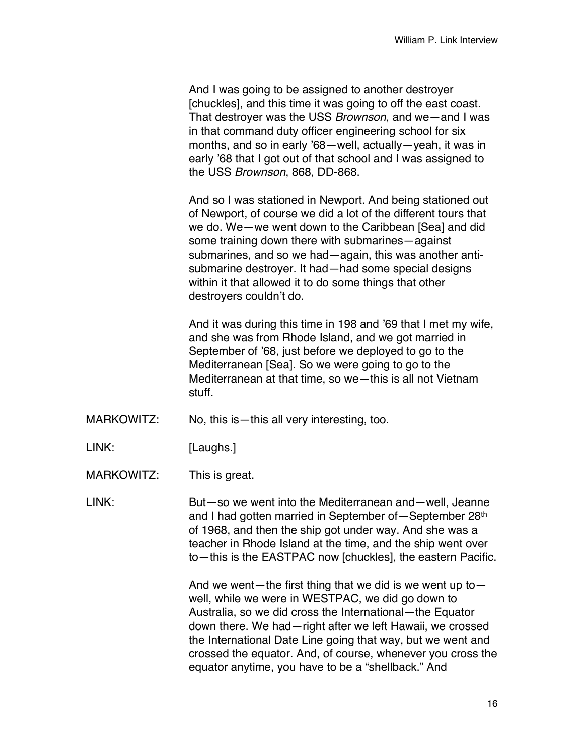And I was going to be assigned to another destroyer [chuckles], and this time it was going to off the east coast. That destroyer was the USS *Brownson*, and we—and I was in that command duty officer engineering school for six months, and so in early '68—well, actually—yeah, it was in early '68 that I got out of that school and I was assigned to the USS *Brownson*, 868, DD-868.

And so I was stationed in Newport. And being stationed out of Newport, of course we did a lot of the different tours that we do. We—we went down to the Caribbean [Sea] and did some training down there with submarines—against submarines, and so we had—again, this was another anti-submarine destroyer. It had—had some special designs within it that allowed it to do some things that other destroyers couldn't do.

And it was during this time in 198 and '69 that I met my wife, and she was from Rhode Island, and we got married in September of '68, just before we deployed to go to the Mediterranean [Sea]. So we were going to go to the Mediterranean at that time, so we—this is all not Vietnam stuff.

MARKOWITZ: No, this is—this all very interesting, too.

LINK: [Laughs.]

MARKOWITZ: This is great.

LINK: But—so we went into the Mediterranean and—well, Jeanne and I had gotten married in September of—September 28th of 1968, and then the ship got under way. And she was a teacher in Rhode Island at the time, and the ship went over to—this is the EASTPAC now [chuckles], the eastern Pacific.

And we went—the first thing that we did is we went up to—well, while we were in WESTPAC, we did go down to Australia, so we did cross the International—the Equator down there. We had—right after we left Hawaii, we crossed the International Date Line going that way, but we went and crossed the equator. And, of course, whenever you cross the equator anytime, you have to be a "shellback." And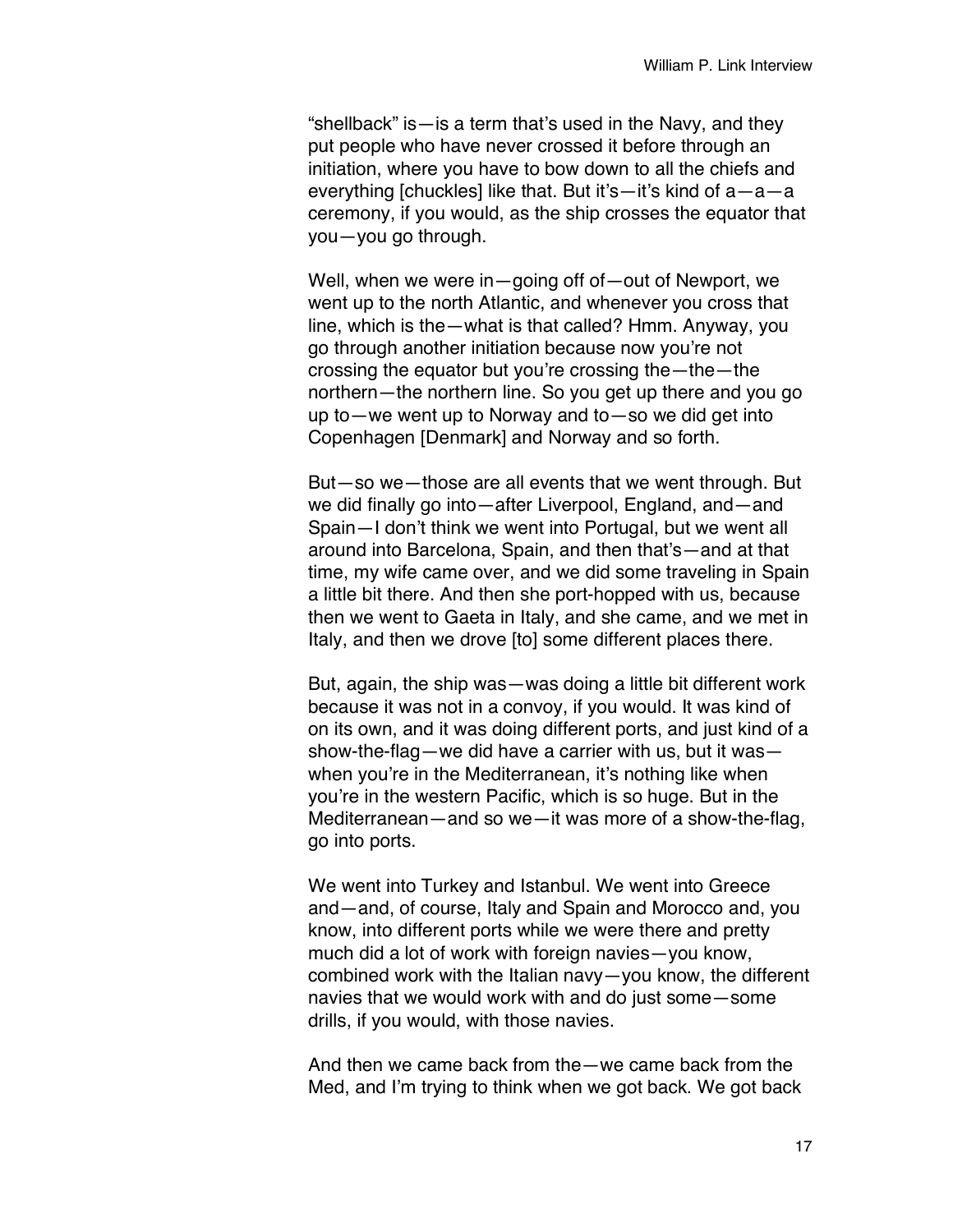"shellback" is—is a term that's used in the Navy, and they put people who have never crossed it before through an initiation, where you have to bow down to all the chiefs and everything [chuckles] like that. But it's—it's kind of a—a—a ceremony, if you would, as the ship crosses the equator that you—you go through.

Well, when we were in—going off of—out of Newport, we went up to the north Atlantic, and whenever you cross that line, which is the—what is that called? Hmm. Anyway, you go through another initiation because now you're not crossing the equator but you're crossing the—the—the northern—the northern line. So you get up there and you go up to—we went up to Norway and to—so we did get into Copenhagen [Denmark] and Norway and so forth.

But—so we—those are all events that we went through. But we did finally go into—after Liverpool, England, and—and Spain—I don't think we went into Portugal, but we went all around into Barcelona, Spain, and then that's—and at that time, my wife came over, and we did some traveling in Spain a little bit there. And then she port-hopped with us, because then we went to Gaeta in Italy, and she came, and we met in Italy, and then we drove [to] some different places there.

But, again, the ship was—was doing a little bit different work because it was not in a convoy, if you would. It was kind of on its own, and it was doing different ports, and just kind of a show-the-flag—we did have a carrier with us, but it was—when you're in the Mediterranean, it's nothing like when you're in the western Pacific, which is so huge. But in the Mediterranean—and so we—it was more of a show-the-flag, go into ports.

We went into Turkey and Istanbul. We went into Greece and—and, of course, Italy and Spain and Morocco and, you know, into different ports while we were there and pretty much did a lot of work with foreign navies—you know, combined work with the Italian navy—you know, the different navies that we would work with and do just some—some drills, if you would, with those navies.

And then we came back from the—we came back from the Med, and I'm trying to think when we got back. We got back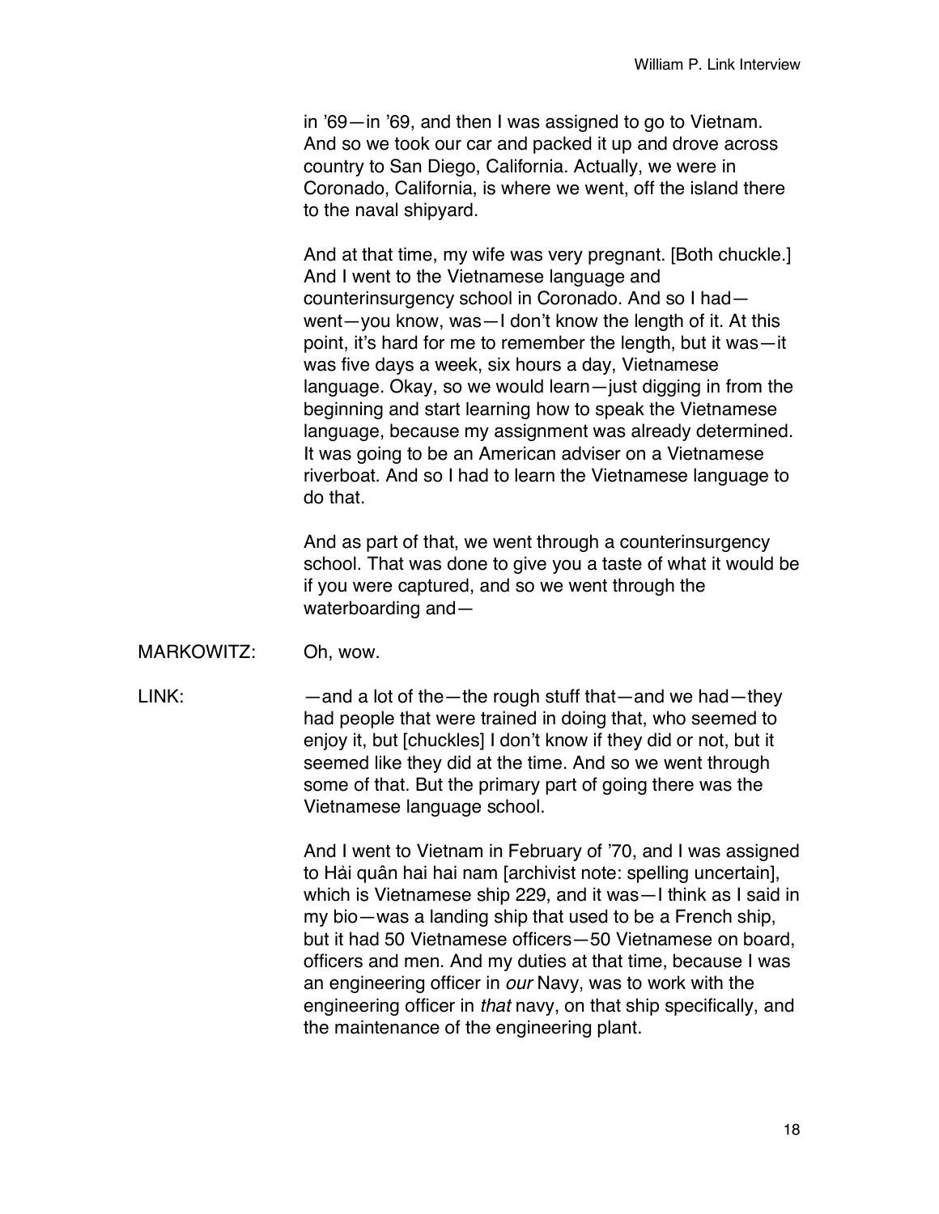in ’69—in ’69, and then I was assigned to go to Vietnam. And so we took our car and packed it up and drove across country to San Diego, California. Actually, we were in Coronado, California, is where we went, off the island there to the naval shipyard.

And at that time, my wife was very pregnant. [Both chuckle.] And I went to the Vietnamese language and counterinsurgency school in Coronado. And so I had—went—you know, was—I don’t know the length of it. At this point, it’s hard for me to remember the length, but it was—it was five days a week, six hours a day, Vietnamese language. Okay, so we would learn—just digging in from the beginning and start learning how to speak the Vietnamese language, because my assignment was already determined. It was going to be an American adviser on a Vietnamese riverboat. And so I had to learn the Vietnamese language to do that.

And as part of that, we went through a counterinsurgency school. That was done to give you a taste of what it would be if you were captured, and so we went through the waterboarding and—

MARKOWITZ: Oh, wow.

LINK: —and a lot of the—the rough stuff that—and we had—they had people that were trained in doing that, who seemed to enjoy it, but [chuckles] I don’t know if they did or not, but it seemed like they did at the time. And so we went through some of that. But the primary part of going there was the Vietnamese language school.

And I went to Vietnam in February of ’70, and I was assigned to Hải quân hai hai nam [archivist note: spelling uncertain], which is Vietnamese ship 229, and it was—I think as I said in my bio—was a landing ship that used to be a French ship, but it had 50 Vietnamese officers—50 Vietnamese on board, officers and men. And my duties at that time, because I was an engineering officer in *our* Navy, was to work with the engineering officer in *that* navy, on that ship specifically, and the maintenance of the engineering plant.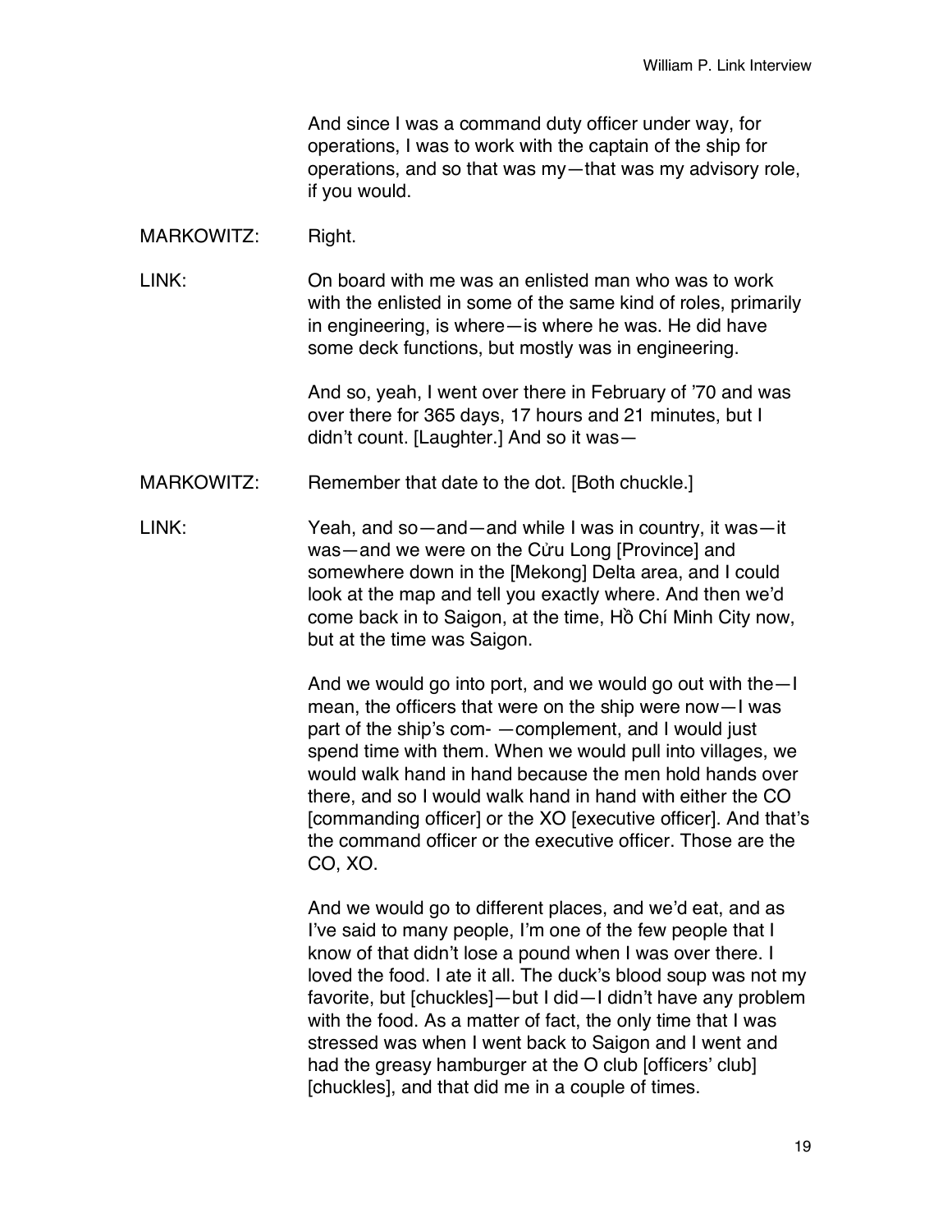And since I was a command duty officer under way, for operations, I was to work with the captain of the ship for operations, and so that was my—that was my advisory role, if you would.

MARKOWITZ: Right.

LINK: On board with me was an enlisted man who was to work with the enlisted in some of the same kind of roles, primarily in engineering, is where—is where he was. He did have some deck functions, but mostly was in engineering.

And so, yeah, I went over there in February of ’70 and was over there for 365 days, 17 hours and 21 minutes, but I didn’t count. [Laughter.] And so it was—

MARKOWITZ: Remember that date to the dot. [Both chuckle.]

LINK: Yeah, and so—and—and while I was in country, it was—it was—and we were on the Cửu Long [Province] and somewhere down in the [Mekong] Delta area, and I could look at the map and tell you exactly where. And then we’d come back in to Saigon, at the time, Hồ Chí Minh City now, but at the time was Saigon.

And we would go into port, and we would go out with the—I mean, the officers that were on the ship were now—I was part of the ship’s com- —complement, and I would just spend time with them. When we would pull into villages, we would walk hand in hand because the men hold hands over there, and so I would walk hand in hand with either the CO [commanding officer] or the XO [executive officer]. And that’s the command officer or the executive officer. Those are the CO, XO.

And we would go to different places, and we’d eat, and as I’ve said to many people, I’m one of the few people that I know of that didn’t lose a pound when I was over there. I loved the food. I ate it all. The duck’s blood soup was not my favorite, but [chuckles]—but I did—I didn’t have any problem with the food. As a matter of fact, the only time that I was stressed was when I went back to Saigon and I went and had the greasy hamburger at the O club [officers’ club] [chuckles], and that did me in a couple of times.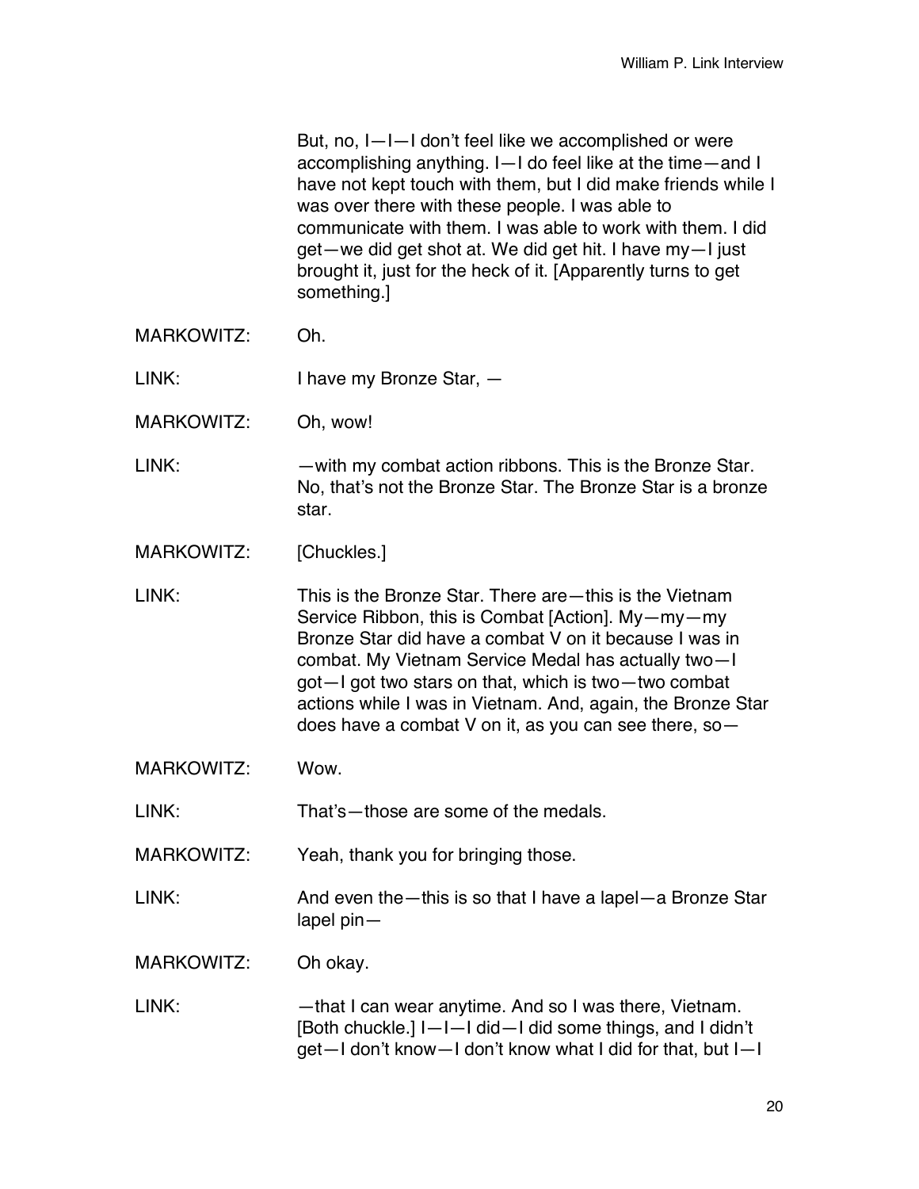But, no, I—I—I don't feel like we accomplished or were accomplishing anything. I—I do feel like at the time—and I have not kept touch with them, but I did make friends while I was over there with these people. I was able to communicate with them. I was able to work with them. I did get—we did get shot at. We did get hit. I have my—I just brought it, just for the heck of it. [Apparently turns to get something.]

MARKOWITZ: Oh.

LINK: I have my Bronze Star, —

MARKOWITZ: Oh, wow!

LINK: —with my combat action ribbons. This is the Bronze Star. No, that's not the Bronze Star. The Bronze Star is a bronze star.

MARKOWITZ: [Chuckles.]

LINK: This is the Bronze Star. There are—this is the Vietnam Service Ribbon, this is Combat [Action]. My—my—my Bronze Star did have a combat V on it because I was in combat. My Vietnam Service Medal has actually two—I got—I got two stars on that, which is two—two combat actions while I was in Vietnam. And, again, the Bronze Star does have a combat V on it, as you can see there, so—

MARKOWITZ: Wow.

LINK: That's—those are some of the medals.

MARKOWITZ: Yeah, thank you for bringing those.

LINK: And even the—this is so that I have a lapel—a Bronze Star lapel pin—

MARKOWITZ: Oh okay.

LINK: —that I can wear anytime. And so I was there, Vietnam. [Both chuckle.] I—I—I did—I did some things, and I didn't get—I don't know—I don't know what I did for that, but I—I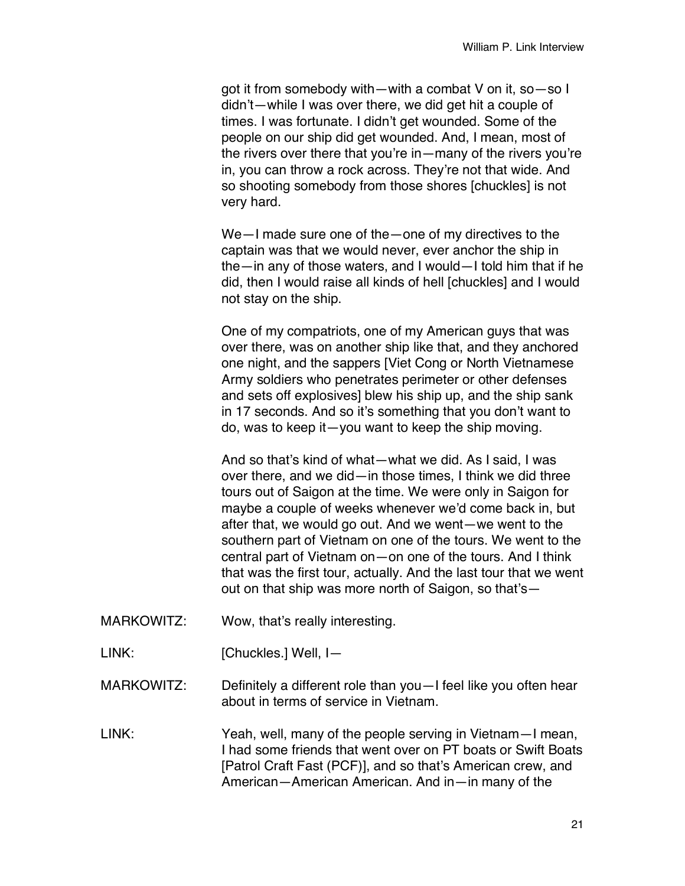got it from somebody with—with a combat V on it, so—so I didn't—while I was over there, we did get hit a couple of times. I was fortunate. I didn't get wounded. Some of the people on our ship did get wounded. And, I mean, most of the rivers over there that you're in—many of the rivers you're in, you can throw a rock across. They're not that wide. And so shooting somebody from those shores [chuckles] is not very hard.

We—I made sure one of the—one of my directives to the captain was that we would never, ever anchor the ship in the—in any of those waters, and I would—I told him that if he did, then I would raise all kinds of hell [chuckles] and I would not stay on the ship.

One of my compatriots, one of my American guys that was over there, was on another ship like that, and they anchored one night, and the sappers [Viet Cong or North Vietnamese Army soldiers who penetrates perimeter or other defenses and sets off explosives] blew his ship up, and the ship sank in 17 seconds. And so it's something that you don't want to do, was to keep it—you want to keep the ship moving.

And so that's kind of what—what we did. As I said, I was over there, and we did—in those times, I think we did three tours out of Saigon at the time. We were only in Saigon for maybe a couple of weeks whenever we'd come back in, but after that, we would go out. And we went—we went to the southern part of Vietnam on one of the tours. We went to the central part of Vietnam on—on one of the tours. And I think that was the first tour, actually. And the last tour that we went out on that ship was more north of Saigon, so that's—

MARKOWITZ: Wow, that's really interesting.

LINK: [Chuckles.] Well, I—

MARKOWITZ: Definitely a different role than you—I feel like you often hear about in terms of service in Vietnam.

LINK: Yeah, well, many of the people serving in Vietnam—I mean, I had some friends that went over on PT boats or Swift Boats [Patrol Craft Fast (PCF)], and so that's American crew, and American—American American. And in—in many of the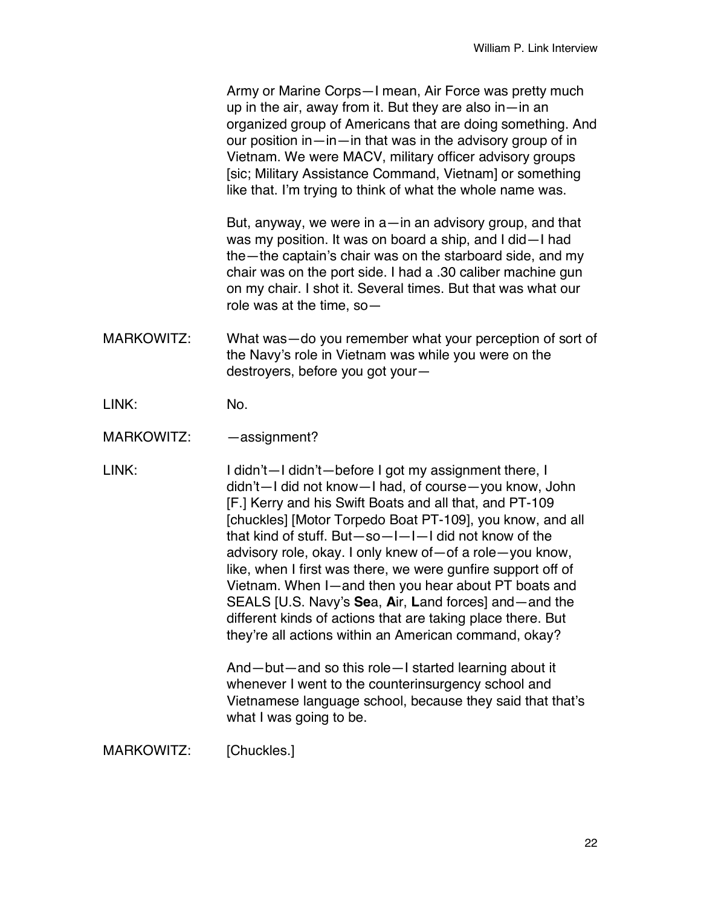Army or Marine Corps—I mean, Air Force was pretty much up in the air, away from it. But they are also in—in an organized group of Americans that are doing something. And our position in—in—in that was in the advisory group of in Vietnam. We were MACV, military officer advisory groups [sic; Military Assistance Command, Vietnam] or something like that. I'm trying to think of what the whole name was.

But, anyway, we were in a—in an advisory group, and that was my position. It was on board a ship, and I did—I had the—the captain's chair was on the starboard side, and my chair was on the port side. I had a .30 caliber machine gun on my chair. I shot it. Several times. But that was what our role was at the time, so—

MARKOWITZ: What was—do you remember what your perception of sort of the Navy's role in Vietnam was while you were on the destroyers, before you got your—

LINK: No.

MARKOWITZ: —assignment?

LINK: I didn't—I didn't—before I got my assignment there, I didn't—I did not know—I had, of course—you know, John [F.] Kerry and his Swift Boats and all that, and PT-109 [chuckles] [Motor Torpedo Boat PT-109], you know, and all that kind of stuff. But—so—I—I—I did not know of the advisory role, okay. I only knew of—of a role—you know, like, when I first was there, we were gunfire support off of Vietnam. When I—and then you hear about PT boats and SEALS [U.S. Navy's **Se**a, **A**ir, **L**and forces] and—and the different kinds of actions that are taking place there. But they're all actions within an American command, okay?

And—but—and so this role—I started learning about it whenever I went to the counterinsurgency school and Vietnamese language school, because they said that that's what I was going to be.

MARKOWITZ: [Chuckles.]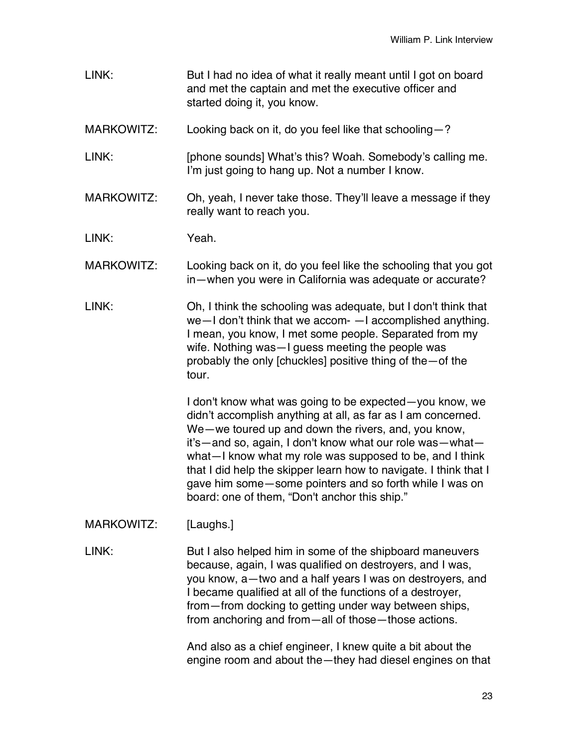LINK: But I had no idea of what it really meant until I got on board and met the captain and met the executive officer and started doing it, you know.

MARKOWITZ: Looking back on it, do you feel like that schooling—?

LINK: [phone sounds] What's this? Woah. Somebody's calling me. I'm just going to hang up. Not a number I know.

MARKOWITZ: Oh, yeah, I never take those. They'll leave a message if they really want to reach you.

LINK: Yeah.

MARKOWITZ: Looking back on it, do you feel like the schooling that you got in—when you were in California was adequate or accurate?

LINK: Oh, I think the schooling was adequate, but I don't think that we—I don't think that we accom- —I accomplished anything. I mean, you know, I met some people. Separated from my wife. Nothing was—I guess meeting the people was probably the only [chuckles] positive thing of the—of the tour.

I don't know what was going to be expected—you know, we didn't accomplish anything at all, as far as I am concerned. We—we toured up and down the rivers, and, you know, it's—and so, again, I don't know what our role was—what—what—I know what my role was supposed to be, and I think that I did help the skipper learn how to navigate. I think that I gave him some—some pointers and so forth while I was on board: one of them, "Don't anchor this ship."

MARKOWITZ: [Laughs.]

LINK: But I also helped him in some of the shipboard maneuvers because, again, I was qualified on destroyers, and I was, you know, a—two and a half years I was on destroyers, and I became qualified at all of the functions of a destroyer, from—from docking to getting under way between ships, from anchoring and from—all of those—those actions.

And also as a chief engineer, I knew quite a bit about the engine room and about the—they had diesel engines on that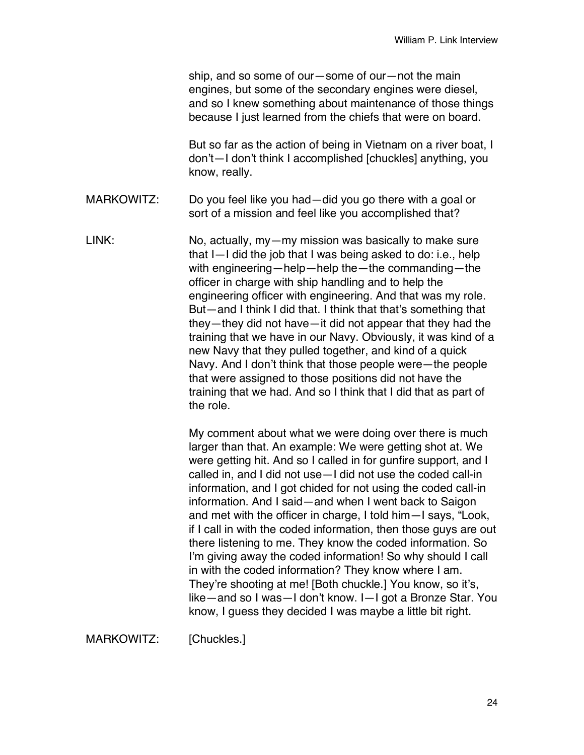ship, and so some of our—some of our—not the main engines, but some of the secondary engines were diesel, and so I knew something about maintenance of those things because I just learned from the chiefs that were on board.

But so far as the action of being in Vietnam on a river boat, I don't—I don't think I accomplished [chuckles] anything, you know, really.

MARKOWITZ: Do you feel like you had—did you go there with a goal or sort of a mission and feel like you accomplished that?

LINK: No, actually, my—my mission was basically to make sure that I—I did the job that I was being asked to do: i.e., help with engineering—help—help the—the commanding—the officer in charge with ship handling and to help the engineering officer with engineering. And that was my role. But—and I think I did that. I think that that's something that they—they did not have—it did not appear that they had the training that we have in our Navy. Obviously, it was kind of a new Navy that they pulled together, and kind of a quick Navy. And I don't think that those people were—the people that were assigned to those positions did not have the training that we had. And so I think that I did that as part of the role.

My comment about what we were doing over there is much larger than that. An example: We were getting shot at. We were getting hit. And so I called in for gunfire support, and I called in, and I did not use—I did not use the coded call-in information, and I got chided for not using the coded call-in information. And I said—and when I went back to Saigon and met with the officer in charge, I told him—I says, "Look, if I call in with the coded information, then those guys are out there listening to me. They know the coded information. So I'm giving away the coded information! So why should I call in with the coded information? They know where I am. They're shooting at me! [Both chuckle.] You know, so it's, like—and so I was—I don't know. I—I got a Bronze Star. You know, I guess they decided I was maybe a little bit right.

MARKOWITZ: [Chuckles.]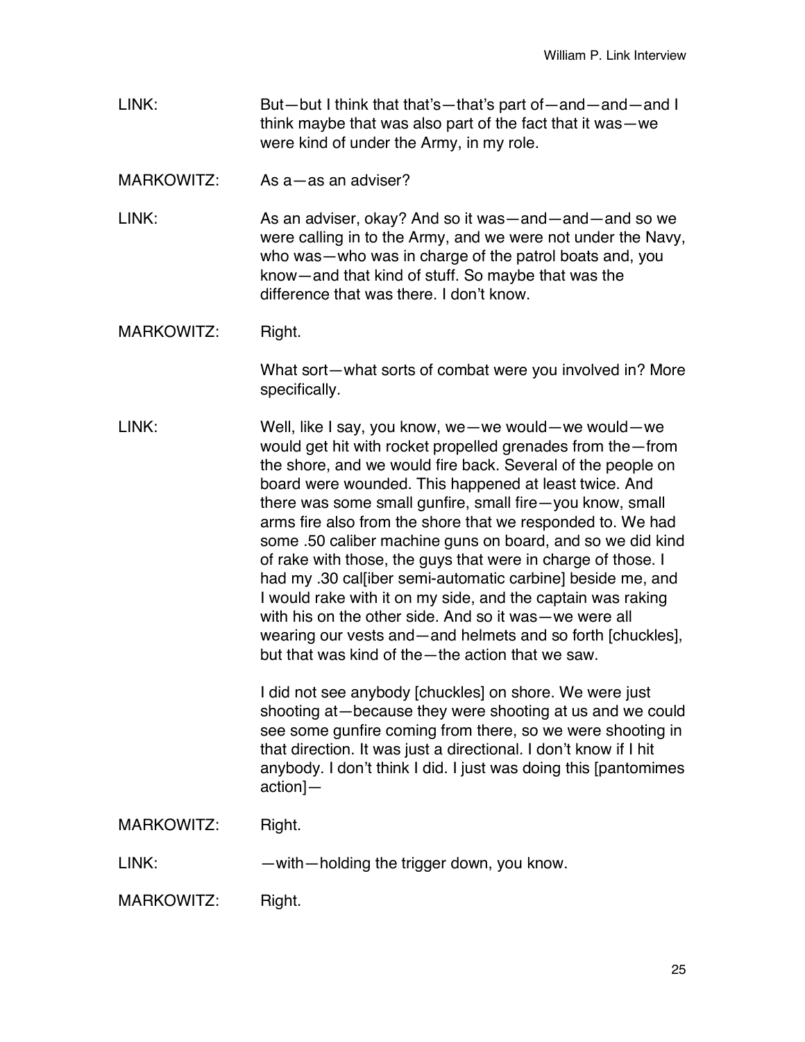LINK: But—but I think that that's—that's part of—and—and—and I think maybe that was also part of the fact that it was—we were kind of under the Army, in my role.

MARKOWITZ: As a—as an adviser?

LINK: As an adviser, okay? And so it was—and—and—and so we were calling in to the Army, and we were not under the Navy, who was—who was in charge of the patrol boats and, you know—and that kind of stuff. So maybe that was the difference that was there. I don't know.

MARKOWITZ: Right.

What sort—what sorts of combat were you involved in? More specifically.

LINK: Well, like I say, you know, we—we would—we would—we would get hit with rocket propelled grenades from the—from the shore, and we would fire back. Several of the people on board were wounded. This happened at least twice. And there was some small gunfire, small fire—you know, small arms fire also from the shore that we responded to. We had some .50 caliber machine guns on board, and so we did kind of rake with those, the guys that were in charge of those. I had my .30 cal[iber semi-automatic carbine] beside me, and I would rake with it on my side, and the captain was raking with his on the other side. And so it was—we were all wearing our vests and—and helmets and so forth [chuckles], but that was kind of the—the action that we saw.

I did not see anybody [chuckles] on shore. We were just shooting at—because they were shooting at us and we could see some gunfire coming from there, so we were shooting in that direction. It was just a directional. I don't know if I hit anybody. I don't think I did. I just was doing this [pantomimes action]—

MARKOWITZ: Right.

LINK: —with—holding the trigger down, you know.

MARKOWITZ: Right.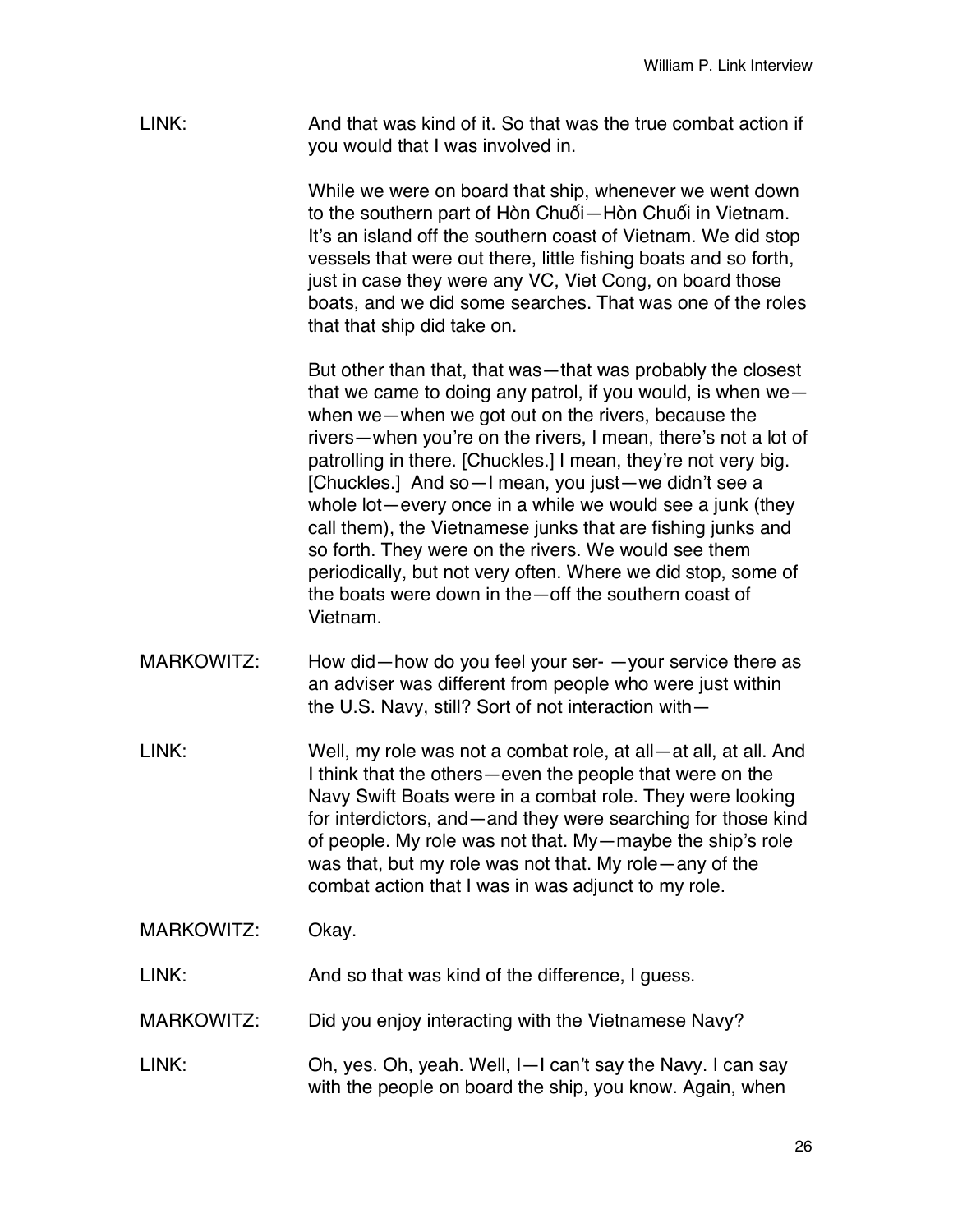LINK: And that was kind of it. So that was the true combat action if you would that I was involved in.

While we were on board that ship, whenever we went down to the southern part of Hòn Chuối—Hòn Chuối in Vietnam. It's an island off the southern coast of Vietnam. We did stop vessels that were out there, little fishing boats and so forth, just in case they were any VC, Viet Cong, on board those boats, and we did some searches. That was one of the roles that that ship did take on.

But other than that, that was—that was probably the closest that we came to doing any patrol, if you would, is when we—when we—when we got out on the rivers, because the rivers—when you're on the rivers, I mean, there's not a lot of patrolling in there. [Chuckles.] I mean, they're not very big. [Chuckles.] And so—I mean, you just—we didn't see a whole lot—every once in a while we would see a junk (they call them), the Vietnamese junks that are fishing junks and so forth. They were on the rivers. We would see them periodically, but not very often. Where we did stop, some of the boats were down in the—off the southern coast of Vietnam.

MARKOWITZ: How did—how do you feel your ser- —your service there as an adviser was different from people who were just within the U.S. Navy, still? Sort of not interaction with—

LINK: Well, my role was not a combat role, at all—at all, at all. And I think that the others—even the people that were on the Navy Swift Boats were in a combat role. They were looking for interdictors, and—and they were searching for those kind of people. My role was not that. My—maybe the ship's role was that, but my role was not that. My role—any of the combat action that I was in was adjunct to my role.

MARKOWITZ: Okay.

LINK: And so that was kind of the difference, I guess.

MARKOWITZ: Did you enjoy interacting with the Vietnamese Navy?

LINK: Oh, yes. Oh, yeah. Well, I—I can't say the Navy. I can say with the people on board the ship, you know. Again, when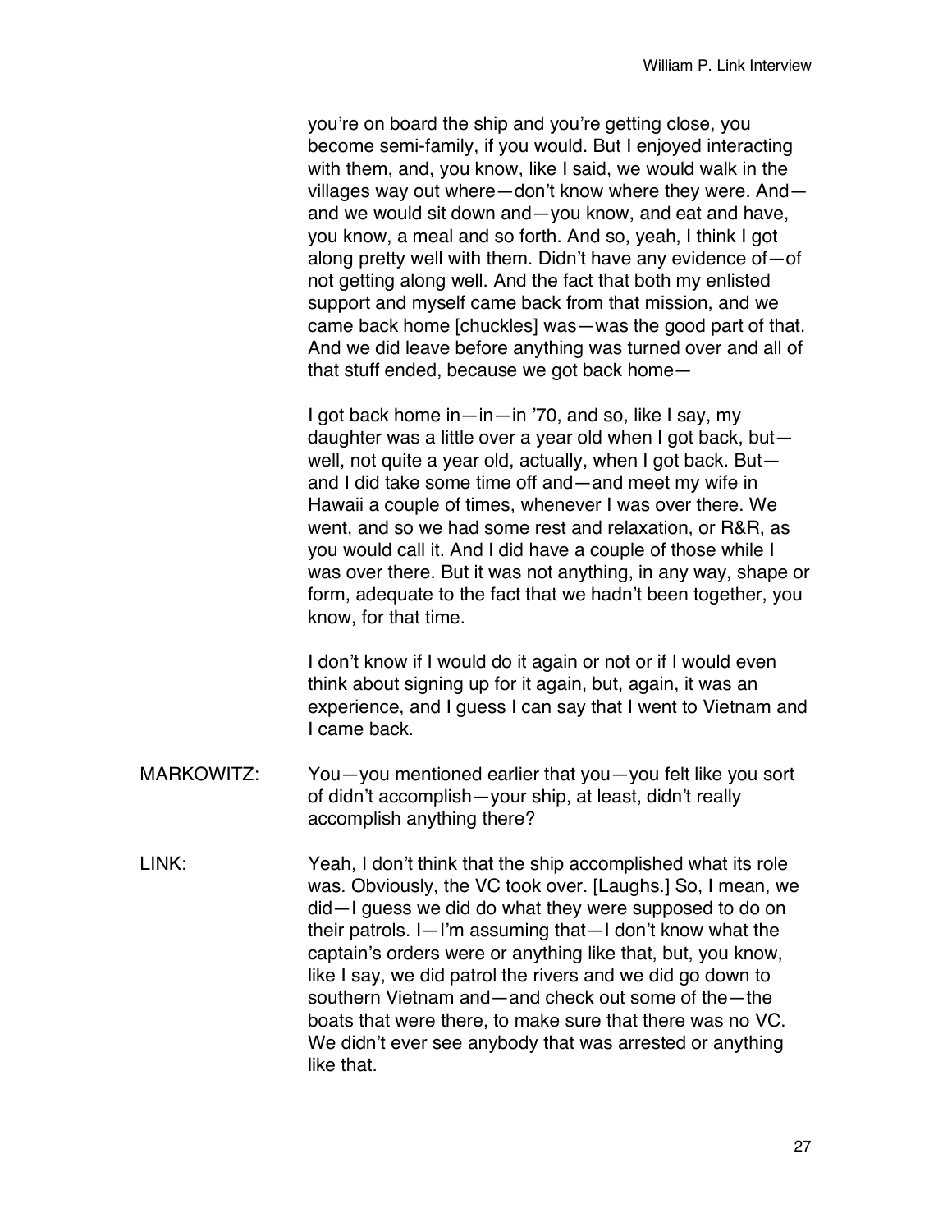you're on board the ship and you're getting close, you become semi-family, if you would. But I enjoyed interacting with them, and, you know, like I said, we would walk in the villages way out where—don't know where they were. And—and we would sit down and—you know, and eat and have, you know, a meal and so forth. And so, yeah, I think I got along pretty well with them. Didn't have any evidence of—of not getting along well. And the fact that both my enlisted support and myself came back from that mission, and we came back home [chuckles] was—was the good part of that. And we did leave before anything was turned over and all of that stuff ended, because we got back home—

I got back home in—in—in '70, and so, like I say, my daughter was a little over a year old when I got back, but—well, not quite a year old, actually, when I got back. But—and I did take some time off and—and meet my wife in Hawaii a couple of times, whenever I was over there. We went, and so we had some rest and relaxation, or R&R, as you would call it. And I did have a couple of those while I was over there. But it was not anything, in any way, shape or form, adequate to the fact that we hadn't been together, you know, for that time.

I don't know if I would do it again or not or if I would even think about signing up for it again, but, again, it was an experience, and I guess I can say that I went to Vietnam and I came back.

MARKOWITZ: You—you mentioned earlier that you—you felt like you sort of didn't accomplish—your ship, at least, didn't really accomplish anything there?

LINK: Yeah, I don't think that the ship accomplished what its role was. Obviously, the VC took over. [Laughs.] So, I mean, we did—I guess we did do what they were supposed to do on their patrols. I—I'm assuming that—I don't know what the captain's orders were or anything like that, but, you know, like I say, we did patrol the rivers and we did go down to southern Vietnam and—and check out some of the—the boats that were there, to make sure that there was no VC. We didn't ever see anybody that was arrested or anything like that.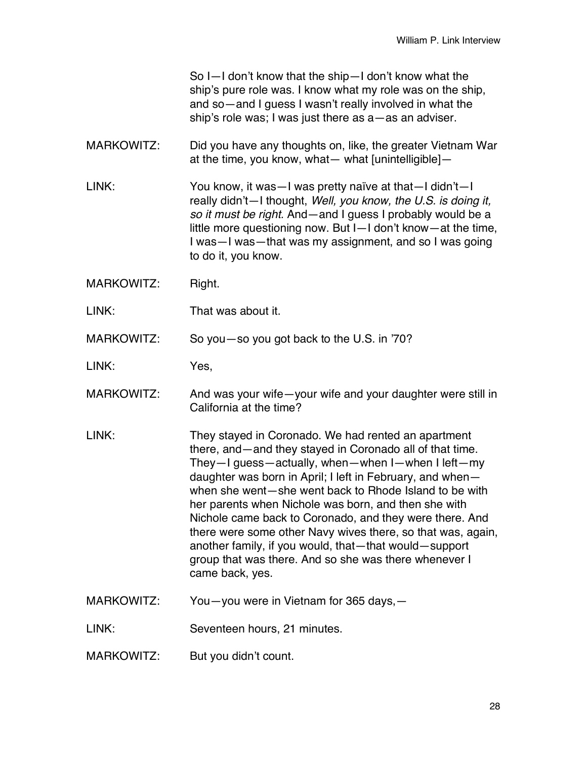So I—I don't know that the ship—I don't know what the ship's pure role was. I know what my role was on the ship, and so—and I guess I wasn't really involved in what the ship's role was; I was just there as a—as an adviser.

MARKOWITZ: Did you have any thoughts on, like, the greater Vietnam War at the time, you know, what— what [unintelligible]—

LINK: You know, it was—I was pretty naïve at that—I didn't—I really didn't—I thought, *Well, you know, the U.S. is doing it, so it must be right.* And—and I guess I probably would be a little more questioning now. But I—I don't know—at the time, I was—I was—that was my assignment, and so I was going to do it, you know.

MARKOWITZ: Right.

LINK: That was about it.

MARKOWITZ: So you—so you got back to the U.S. in '70?

LINK: Yes,

MARKOWITZ: And was your wife—your wife and your daughter were still in California at the time?

LINK: They stayed in Coronado. We had rented an apartment there, and—and they stayed in Coronado all of that time. They—I guess—actually, when—when I—when I left—my daughter was born in April; I left in February, and when—when she went—she went back to Rhode Island to be with her parents when Nichole was born, and then she with Nichole came back to Coronado, and they were there. And there were some other Navy wives there, so that was, again, another family, if you would, that—that would—support group that was there. And so she was there whenever I came back, yes.

MARKOWITZ: You—you were in Vietnam for 365 days,—

LINK: Seventeen hours, 21 minutes.

MARKOWITZ: But you didn't count.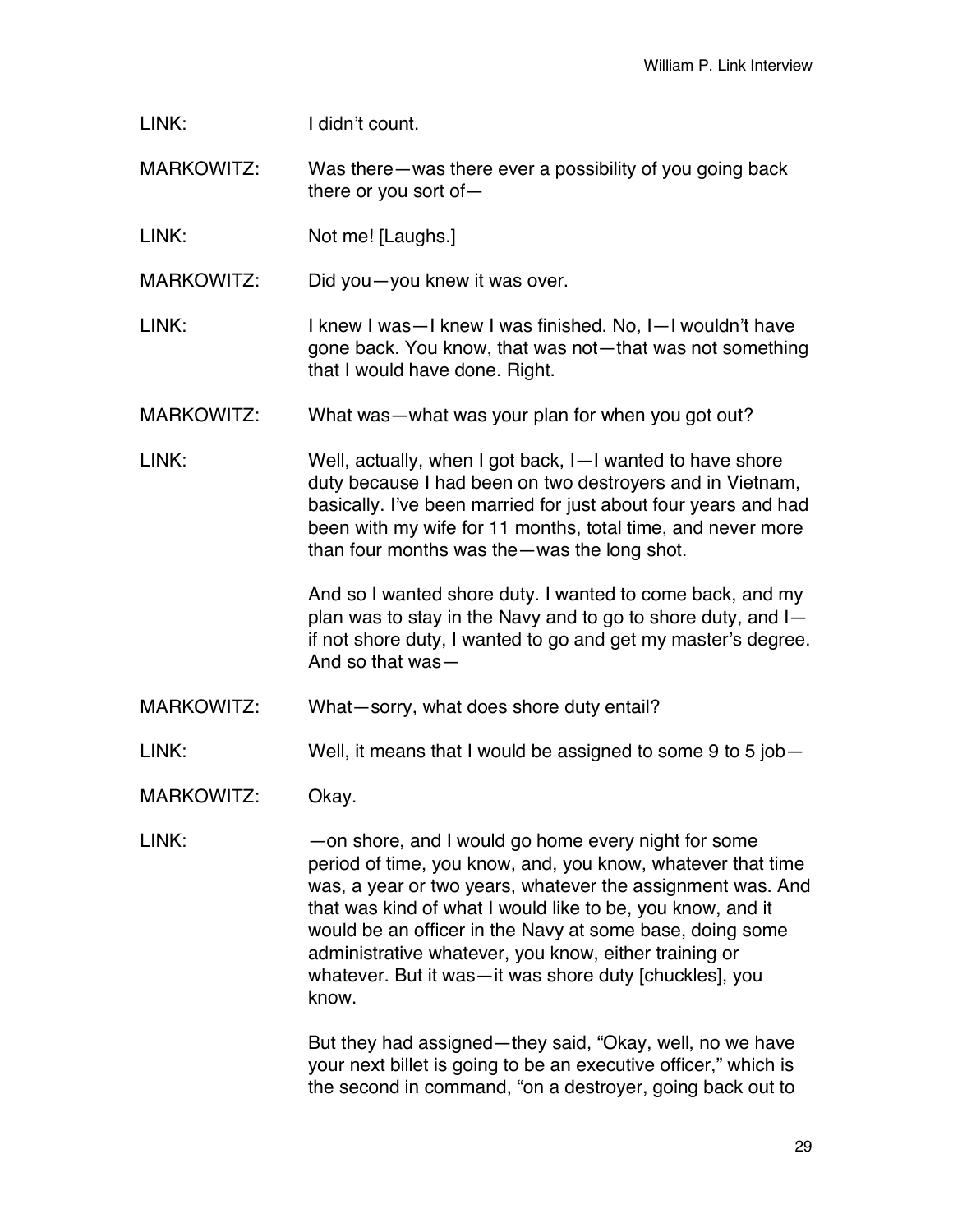LINK: I didn't count.

MARKOWITZ: Was there—was there ever a possibility of you going back there or you sort of—

LINK: Not me! [Laughs.]

MARKOWITZ: Did you—you knew it was over.

LINK: I knew I was—I knew I was finished. No, I—I wouldn't have gone back. You know, that was not—that was not something that I would have done. Right.

MARKOWITZ: What was—what was your plan for when you got out?

LINK: Well, actually, when I got back, I—I wanted to have shore duty because I had been on two destroyers and in Vietnam, basically. I've been married for just about four years and had been with my wife for 11 months, total time, and never more than four months was the—was the long shot.

And so I wanted shore duty. I wanted to come back, and my plan was to stay in the Navy and to go to shore duty, and I—if not shore duty, I wanted to go and get my master's degree. And so that was—

MARKOWITZ: What—sorry, what does shore duty entail?

LINK: Well, it means that I would be assigned to some 9 to 5 job—

MARKOWITZ: Okay.

LINK: —on shore, and I would go home every night for some period of time, you know, and, you know, whatever that time was, a year or two years, whatever the assignment was. And that was kind of what I would like to be, you know, and it would be an officer in the Navy at some base, doing some administrative whatever, you know, either training or whatever. But it was—it was shore duty [chuckles], you know.

But they had assigned—they said, "Okay, well, no we have your next billet is going to be an executive officer," which is the second in command, "on a destroyer, going back out to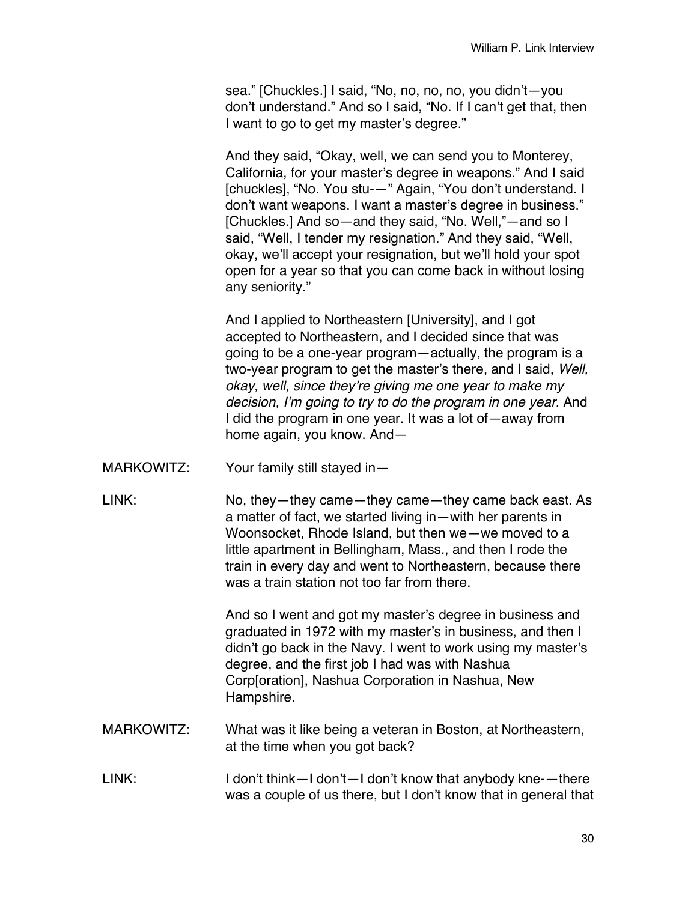sea." [Chuckles.] I said, "No, no, no, no, you didn't—you don't understand." And so I said, "No. If I can't get that, then I want to go to get my master's degree."

And they said, "Okay, well, we can send you to Monterey, California, for your master's degree in weapons." And I said [chuckles], "No. You stu-—" Again, "You don't understand. I don't want weapons. I want a master's degree in business." [Chuckles.] And so—and they said, "No. Well,"—and so I said, "Well, I tender my resignation." And they said, "Well, okay, we'll accept your resignation, but we'll hold your spot open for a year so that you can come back in without losing any seniority."

And I applied to Northeastern [University], and I got accepted to Northeastern, and I decided since that was going to be a one-year program—actually, the program is a two-year program to get the master's there, and I said, *Well, okay, well, since they're giving me one year to make my decision, I'm going to try to do the program in one year.* And I did the program in one year. It was a lot of—away from home again, you know. And—

MARKOWITZ: Your family still stayed in—

LINK: No, they—they came—they came—they came back east. As a matter of fact, we started living in—with her parents in Woonsocket, Rhode Island, but then we—we moved to a little apartment in Bellingham, Mass., and then I rode the train in every day and went to Northeastern, because there was a train station not too far from there.

And so I went and got my master's degree in business and graduated in 1972 with my master's in business, and then I didn't go back in the Navy. I went to work using my master's degree, and the first job I had was with Nashua Corp[oration], Nashua Corporation in Nashua, New Hampshire.

MARKOWITZ: What was it like being a veteran in Boston, at Northeastern, at the time when you got back?

LINK: I don't think—I don't—I don't know that anybody kne-—there was a couple of us there, but I don't know that in general that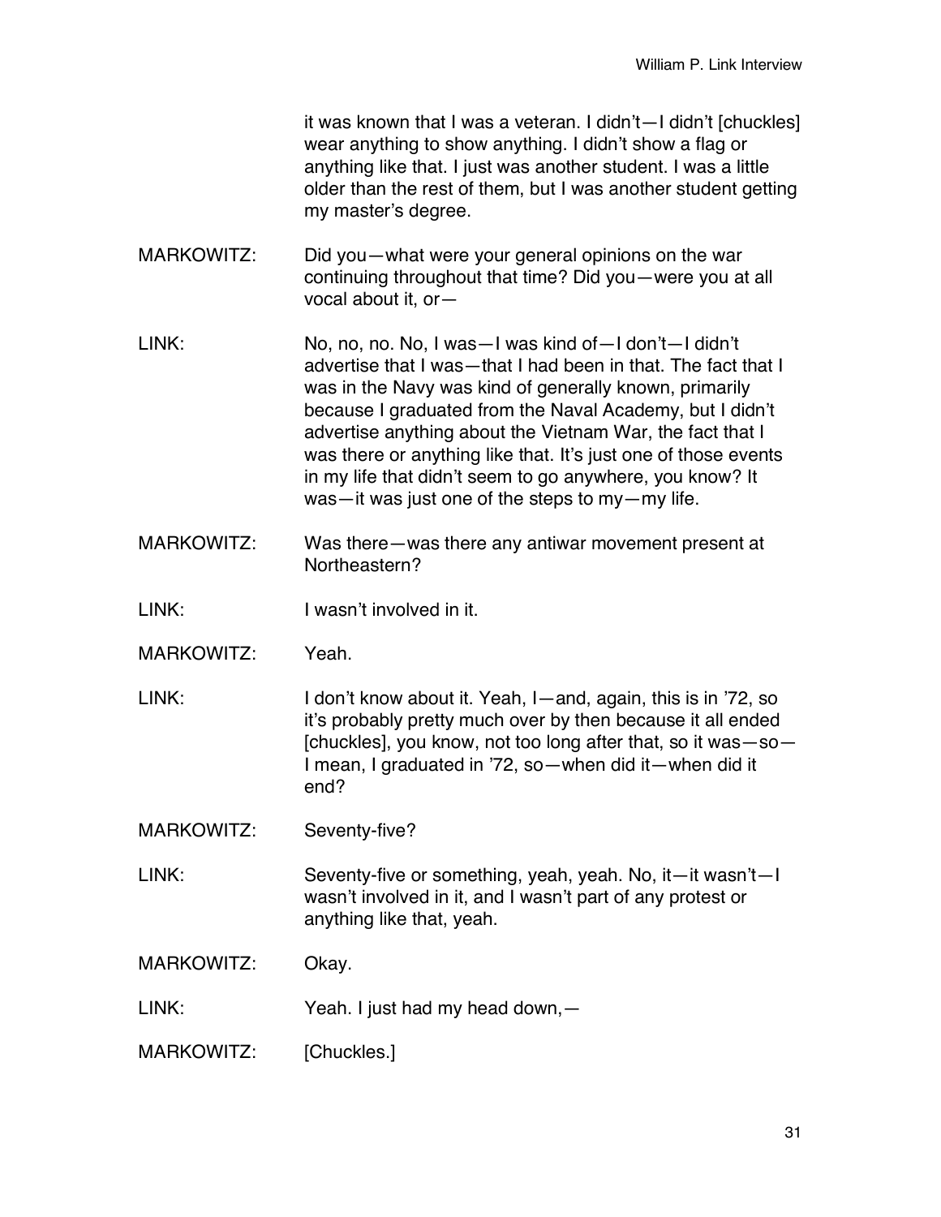it was known that I was a veteran. I didn't—I didn't [chuckles] wear anything to show anything. I didn't show a flag or anything like that. I just was another student. I was a little older than the rest of them, but I was another student getting my master's degree.

MARKOWITZ: Did you—what were your general opinions on the war continuing throughout that time? Did you—were you at all vocal about it, or—

LINK: No, no, no. No, I was—I was kind of—I don't—I didn't advertise that I was—that I had been in that. The fact that I was in the Navy was kind of generally known, primarily because I graduated from the Naval Academy, but I didn't advertise anything about the Vietnam War, the fact that I was there or anything like that. It's just one of those events in my life that didn't seem to go anywhere, you know? It was—it was just one of the steps to my—my life.

MARKOWITZ: Was there—was there any antiwar movement present at Northeastern?

LINK: I wasn't involved in it.

MARKOWITZ: Yeah.

LINK: I don't know about it. Yeah, I—and, again, this is in '72, so it's probably pretty much over by then because it all ended [chuckles], you know, not too long after that, so it was—so—I mean, I graduated in '72, so—when did it—when did it end?

MARKOWITZ: Seventy-five?

LINK: Seventy-five or something, yeah, yeah. No, it—it wasn't—I wasn't involved in it, and I wasn't part of any protest or anything like that, yeah.

MARKOWITZ: Okay.

LINK: Yeah. I just had my head down,—

MARKOWITZ: [Chuckles.]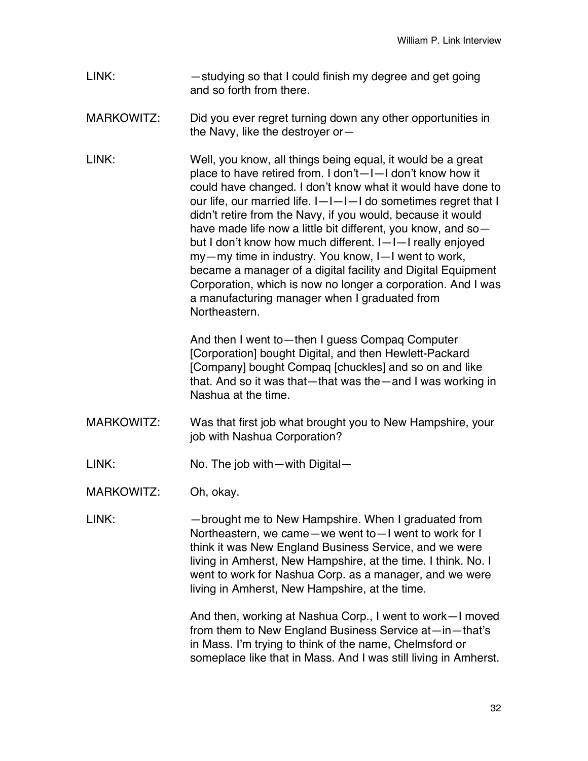LINK: —studying so that I could finish my degree and get going and so forth from there.

MARKOWITZ: Did you ever regret turning down any other opportunities in the Navy, like the destroyer or—

LINK: Well, you know, all things being equal, it would be a great place to have retired from. I don't—I—I don't know how it could have changed. I don't know what it would have done to our life, our married life. I—I—I—I do sometimes regret that I didn't retire from the Navy, if you would, because it would have made life now a little bit different, you know, and so—but I don't know how much different. I—I—I really enjoyed my—my time in industry. You know, I—I went to work, became a manager of a digital facility and Digital Equipment Corporation, which is now no longer a corporation. And I was a manufacturing manager when I graduated from Northeastern.

And then I went to—then I guess Compaq Computer [Corporation] bought Digital, and then Hewlett-Packard [Company] bought Compaq [chuckles] and so on and like that. And so it was that—that was the—and I was working in Nashua at the time.

MARKOWITZ: Was that first job what brought you to New Hampshire, your job with Nashua Corporation?

LINK: No. The job with—with Digital—

MARKOWITZ: Oh, okay.

LINK: —brought me to New Hampshire. When I graduated from Northeastern, we came—we went to—I went to work for I think it was New England Business Service, and we were living in Amherst, New Hampshire, at the time. I think. No. I went to work for Nashua Corp. as a manager, and we were living in Amherst, New Hampshire, at the time.

And then, working at Nashua Corp., I went to work—I moved from them to New England Business Service at—in—that's in Mass. I'm trying to think of the name, Chelmsford or someplace like that in Mass. And I was still living in Amherst.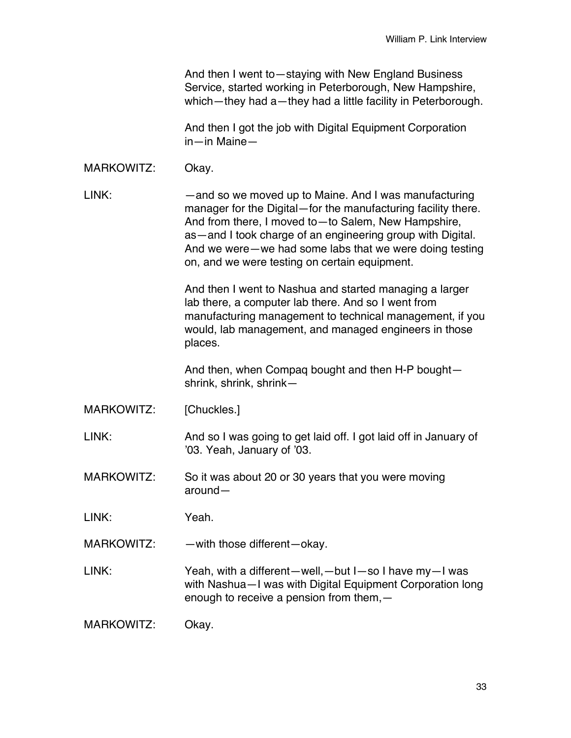And then I went to—staying with New England Business Service, started working in Peterborough, New Hampshire, which—they had a—they had a little facility in Peterborough.

And then I got the job with Digital Equipment Corporation in—in Maine—

MARKOWITZ: Okay.

LINK: —and so we moved up to Maine. And I was manufacturing manager for the Digital—for the manufacturing facility there. And from there, I moved to—to Salem, New Hampshire, as—and I took charge of an engineering group with Digital. And we were—we had some labs that we were doing testing on, and we were testing on certain equipment.

And then I went to Nashua and started managing a larger lab there, a computer lab there. And so I went from manufacturing management to technical management, if you would, lab management, and managed engineers in those places.

And then, when Compaq bought and then H-P bought—shrink, shrink, shrink—

MARKOWITZ: [Chuckles.]

LINK: And so I was going to get laid off. I got laid off in January of '03. Yeah, January of '03.

MARKOWITZ: So it was about 20 or 30 years that you were moving around—

LINK: Yeah.

MARKOWITZ: —with those different—okay.

LINK: Yeah, with a different—well,—but I—so I have my—I was with Nashua—I was with Digital Equipment Corporation long enough to receive a pension from them,—

MARKOWITZ: Okay.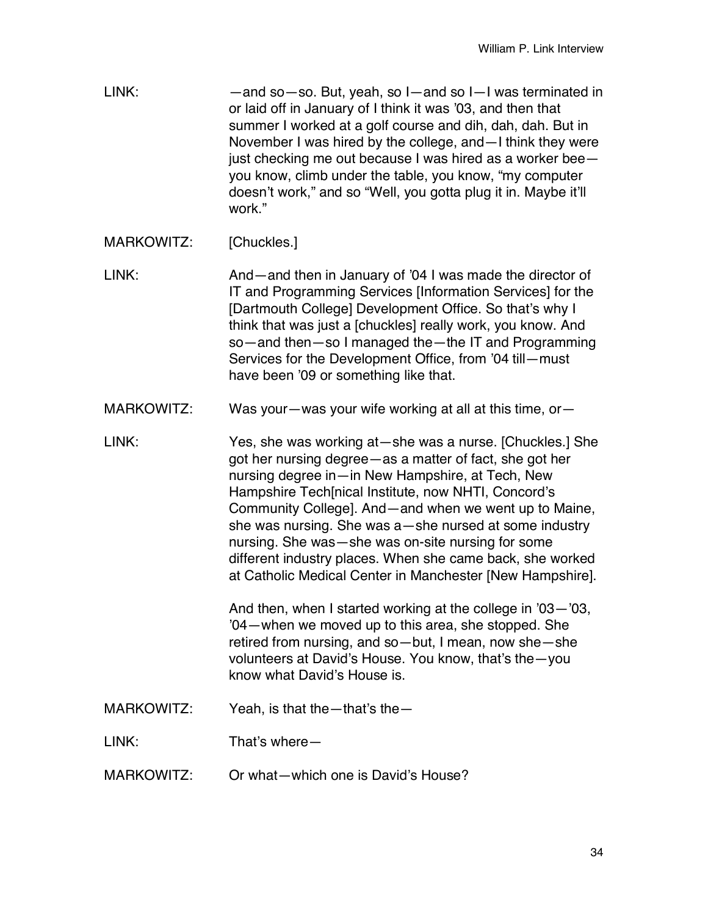LINK: —and so—so. But, yeah, so I—and so I—I was terminated in or laid off in January of I think it was ’03, and then that summer I worked at a golf course and dih, dah, dah. But in November I was hired by the college, and—I think they were just checking me out because I was hired as a worker bee—you know, climb under the table, you know, “my computer doesn’t work,” and so “Well, you gotta plug it in. Maybe it’ll work.”

MARKOWITZ: [Chuckles.]

LINK: And—and then in January of ’04 I was made the director of IT and Programming Services [Information Services] for the [Dartmouth College] Development Office. So that’s why I think that was just a [chuckles] really work, you know. And so—and then—so I managed the—the IT and Programming Services for the Development Office, from ’04 till—must have been ’09 or something like that.

MARKOWITZ: Was your—was your wife working at all at this time, or—

LINK: Yes, she was working at—she was a nurse. [Chuckles.] She got her nursing degree—as a matter of fact, she got her nursing degree in—in New Hampshire, at Tech, New Hampshire Tech[nical Institute, now NHTI, Concord’s Community College]. And—and when we went up to Maine, she was nursing. She was a—she nursed at some industry nursing. She was—she was on-site nursing for some different industry places. When she came back, she worked at Catholic Medical Center in Manchester [New Hampshire].

And then, when I started working at the college in ’03—’03, ’04—when we moved up to this area, she stopped. She retired from nursing, and so—but, I mean, now she—she volunteers at David’s House. You know, that’s the—you know what David’s House is.

MARKOWITZ: Yeah, is that the—that’s the—

LINK: That’s where—

MARKOWITZ: Or what—which one is David’s House?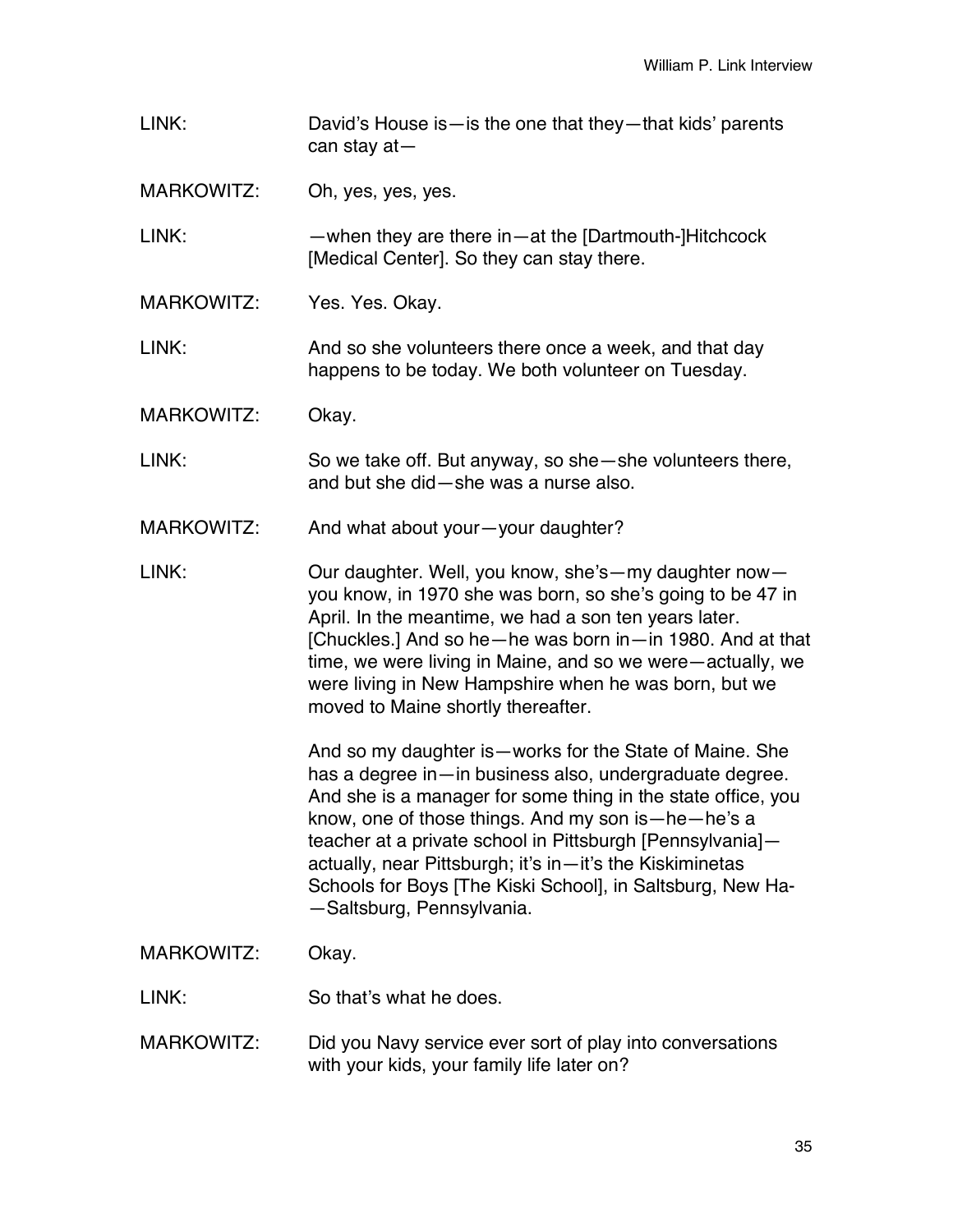LINK: David's House is—is the one that they—that kids' parents can stay at—

MARKOWITZ: Oh, yes, yes, yes.

LINK: —when they are there in—at the [Dartmouth-]Hitchcock [Medical Center]. So they can stay there.

MARKOWITZ: Yes. Yes. Okay.

LINK: And so she volunteers there once a week, and that day happens to be today. We both volunteer on Tuesday.

MARKOWITZ: Okay.

LINK: So we take off. But anyway, so she—she volunteers there, and but she did—she was a nurse also.

MARKOWITZ: And what about your—your daughter?

LINK: Our daughter. Well, you know, she's—my daughter now—you know, in 1970 she was born, so she's going to be 47 in April. In the meantime, we had a son ten years later. [Chuckles.] And so he—he was born in—in 1980. And at that time, we were living in Maine, and so we were—actually, we were living in New Hampshire when he was born, but we moved to Maine shortly thereafter.

And so my daughter is—works for the State of Maine. She has a degree in—in business also, undergraduate degree. And she is a manager for some thing in the state office, you know, one of those things. And my son is—he—he's a teacher at a private school in Pittsburgh [Pennsylvania]—actually, near Pittsburgh; it's in—it's the Kiskiminetas Schools for Boys [The Kiski School], in Saltsburg, New Ha-—Saltsburg, Pennsylvania.

MARKOWITZ: Okay.

LINK: So that's what he does.

MARKOWITZ: Did you Navy service ever sort of play into conversations with your kids, your family life later on?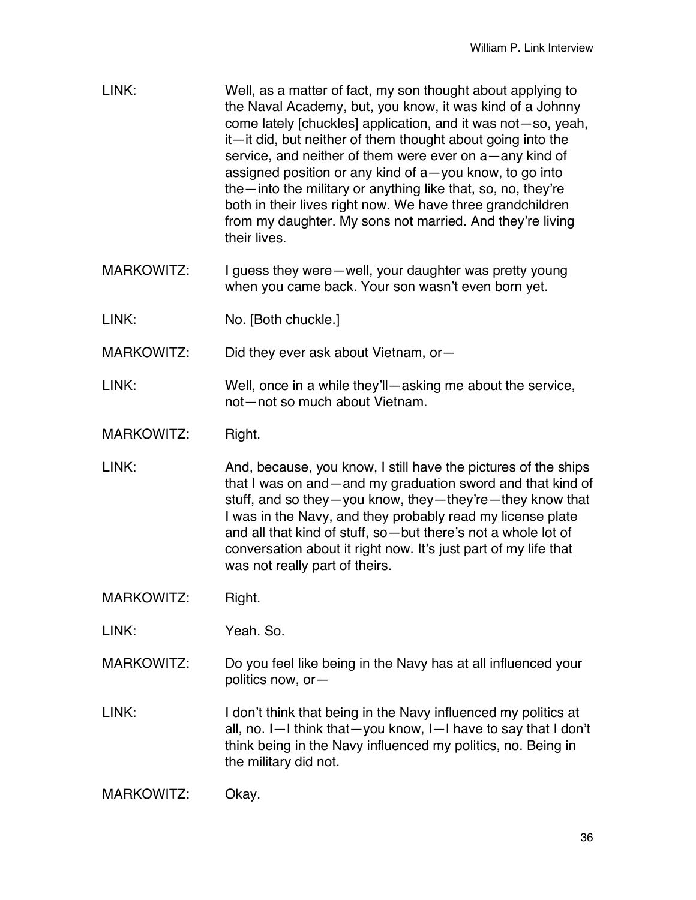LINK: Well, as a matter of fact, my son thought about applying to the Naval Academy, but, you know, it was kind of a Johnny come lately [chuckles] application, and it was not—so, yeah, it—it did, but neither of them thought about going into the service, and neither of them were ever on a—any kind of assigned position or any kind of a—you know, to go into the—into the military or anything like that, so, no, they're both in their lives right now. We have three grandchildren from my daughter. My sons not married. And they're living their lives.

MARKOWITZ: I guess they were—well, your daughter was pretty young when you came back. Your son wasn't even born yet.

LINK: No. [Both chuckle.]

MARKOWITZ: Did they ever ask about Vietnam, or—

LINK: Well, once in a while they'll—asking me about the service, not—not so much about Vietnam.

MARKOWITZ: Right.

LINK: And, because, you know, I still have the pictures of the ships that I was on and—and my graduation sword and that kind of stuff, and so they—you know, they—they're—they know that I was in the Navy, and they probably read my license plate and all that kind of stuff, so—but there's not a whole lot of conversation about it right now. It's just part of my life that was not really part of theirs.

MARKOWITZ: Right.

LINK: Yeah. So.

MARKOWITZ: Do you feel like being in the Navy has at all influenced your politics now, or—

LINK: I don't think that being in the Navy influenced my politics at all, no. I—I think that—you know, I—I have to say that I don't think being in the Navy influenced my politics, no. Being in the military did not.

MARKOWITZ: Okay.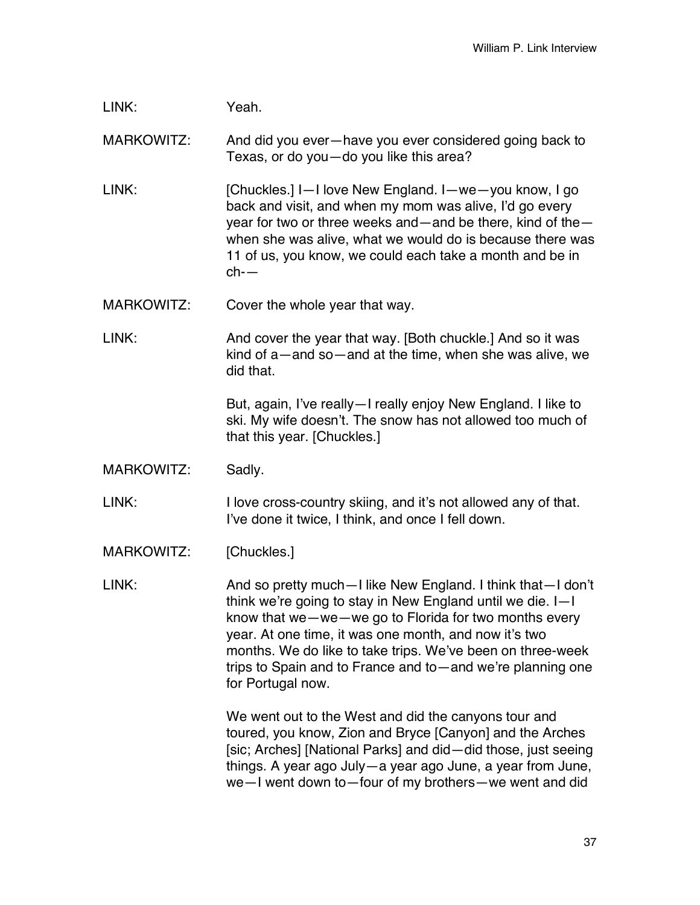LINK: Yeah.

MARKOWITZ: And did you ever—have you ever considered going back to Texas, or do you—do you like this area?

LINK: [Chuckles.] I—I love New England. I—we—you know, I go back and visit, and when my mom was alive, I'd go every year for two or three weeks and—and be there, kind of the—when she was alive, what we would do is because there was 11 of us, you know, we could each take a month and be in ch-—

MARKOWITZ: Cover the whole year that way.

LINK: And cover the year that way. [Both chuckle.] And so it was kind of a—and so—and at the time, when she was alive, we did that.

But, again, I've really—I really enjoy New England. I like to ski. My wife doesn't. The snow has not allowed too much of that this year. [Chuckles.]

MARKOWITZ: Sadly.

LINK: I love cross-country skiing, and it's not allowed any of that. I've done it twice, I think, and once I fell down.

MARKOWITZ: [Chuckles.]

LINK: And so pretty much—I like New England. I think that—I don't think we're going to stay in New England until we die. I—I know that we—we—we go to Florida for two months every year. At one time, it was one month, and now it's two months. We do like to take trips. We've been on three-week trips to Spain and to France and to—and we're planning one for Portugal now.

We went out to the West and did the canyons tour and toured, you know, Zion and Bryce [Canyon] and the Arches [sic; Arches] [National Parks] and did—did those, just seeing things. A year ago July—a year ago June, a year from June, we—I went down to—four of my brothers—we went and did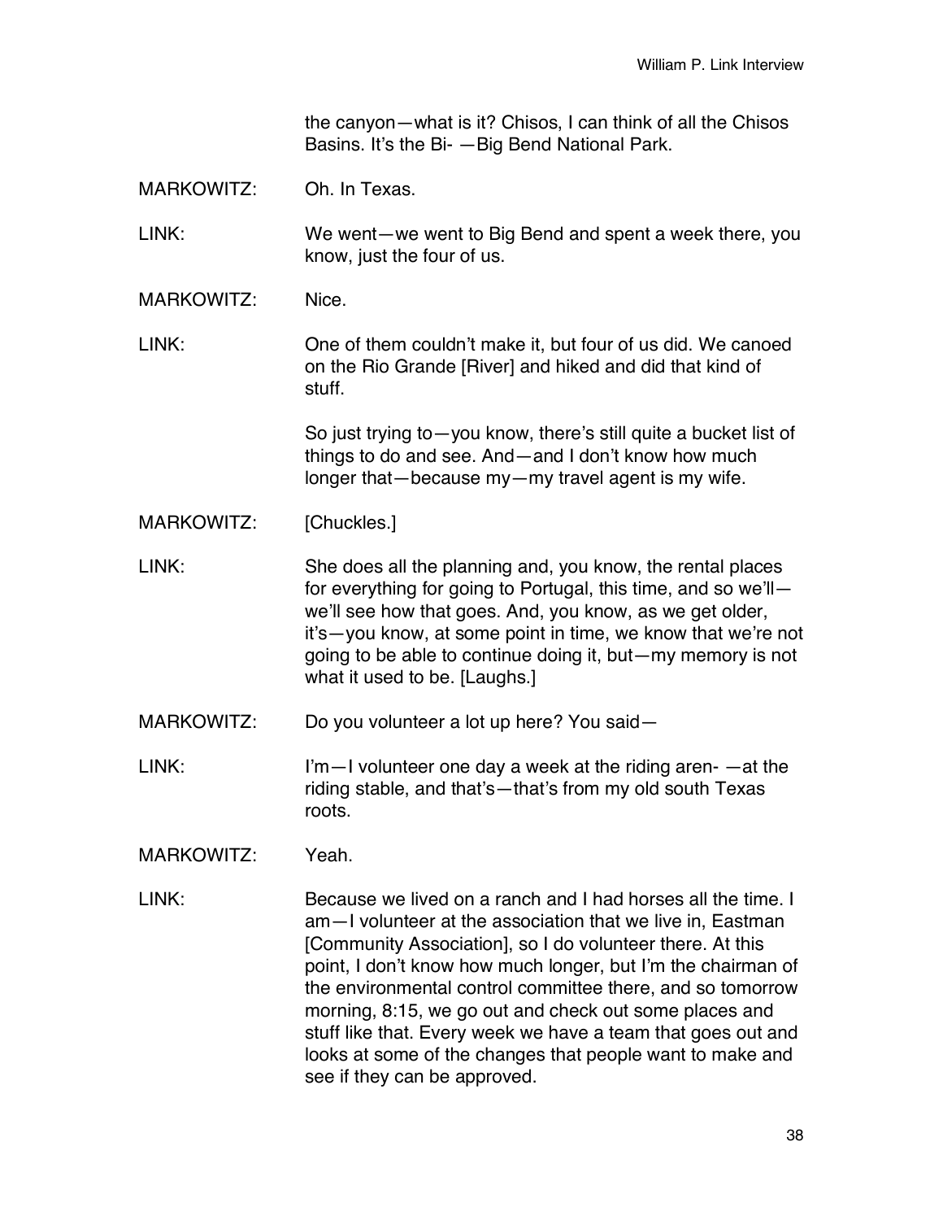the canyon—what is it? Chisos, I can think of all the Chisos Basins. It's the Bi- —Big Bend National Park.

MARKOWITZ: Oh. In Texas.

LINK: We went—we went to Big Bend and spent a week there, you know, just the four of us.

MARKOWITZ: Nice.

LINK: One of them couldn't make it, but four of us did. We canoed on the Rio Grande [River] and hiked and did that kind of stuff.

So just trying to—you know, there's still quite a bucket list of things to do and see. And—and I don't know how much longer that—because my—my travel agent is my wife.

MARKOWITZ: [Chuckles.]

LINK: She does all the planning and, you know, the rental places for everything for going to Portugal, this time, and so we'll—we'll see how that goes. And, you know, as we get older, it's—you know, at some point in time, we know that we're not going to be able to continue doing it, but—my memory is not what it used to be. [Laughs.]

MARKOWITZ: Do you volunteer a lot up here? You said—

LINK: I'm—I volunteer one day a week at the riding aren- —at the riding stable, and that's—that's from my old south Texas roots.

MARKOWITZ: Yeah.

LINK: Because we lived on a ranch and I had horses all the time. I am—I volunteer at the association that we live in, Eastman [Community Association], so I do volunteer there. At this point, I don't know how much longer, but I'm the chairman of the environmental control committee there, and so tomorrow morning, 8:15, we go out and check out some places and stuff like that. Every week we have a team that goes out and looks at some of the changes that people want to make and see if they can be approved.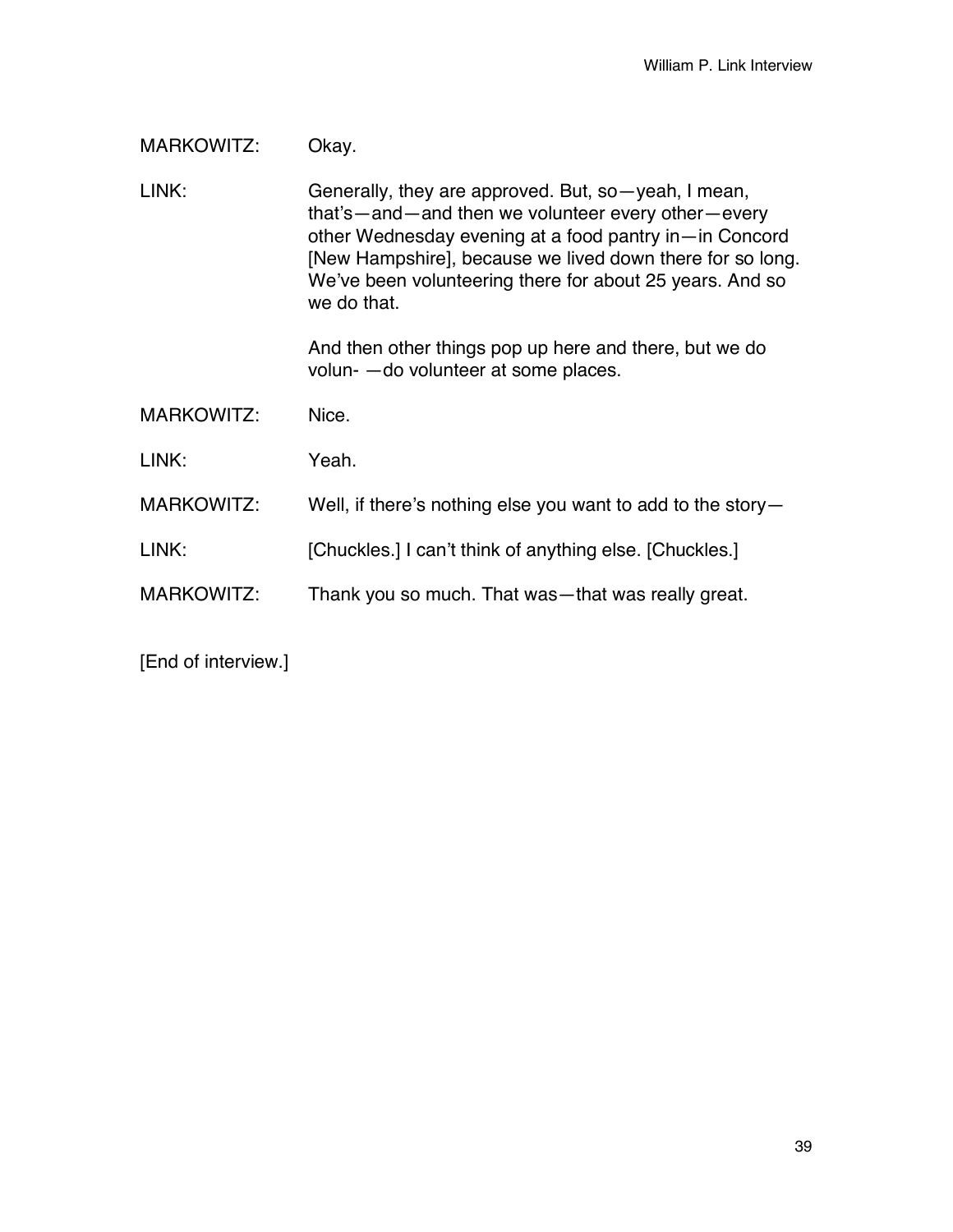MARKOWITZ: Okay.

LINK: Generally, they are approved. But, so—yeah, I mean, that's—and—and then we volunteer every other—every other Wednesday evening at a food pantry in—in Concord [New Hampshire], because we lived down there for so long. We've been volunteering there for about 25 years. And so we do that.

And then other things pop up here and there, but we do volun- —do volunteer at some places.

MARKOWITZ: Nice.

LINK: Yeah.

MARKOWITZ: Well, if there's nothing else you want to add to the story—

LINK: [Chuckles.] I can't think of anything else. [Chuckles.]

MARKOWITZ: Thank you so much. That was—that was really great.

[End of interview.]